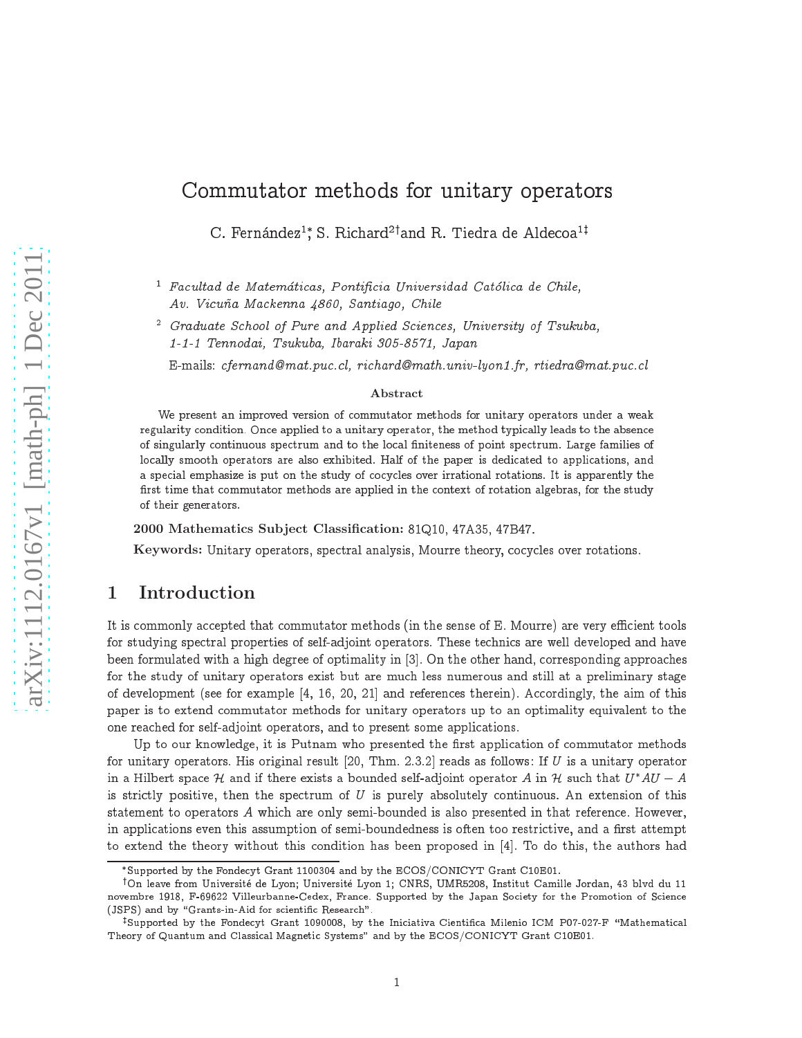# Commutator methods for unitary operators

C. Fernández[1]*, S. Richard[2]† and R. Tiedra de Aldecoa[1]‡

[1] *Facultad de Matemáticas, Pontificia Universidad Católica de Chile, Av. Vicuña Mackenna 4860, Santiago, Chile*

[2] *Graduate School of Pure and Applied Sciences, University of Tsukuba, 1-1-1 Tennodai, Tsukuba, Ibaraki 305-8571, Japan*

E-mails: *cfernand@mat.puc.cl, richard@math.univ-lyon1.fr, rtiedra@mat.puc.cl*

### Abstract

We present an improved version of commutator methods for unitary operators under a weak regularity condition. Once applied to a unitary operator, the method typically leads to the absence of singularly continuous spectrum and to the local finiteness of point spectrum. Large families of locally smooth operators are also exhibited. Half of the paper is dedicated to applications, and a special emphasize is put on the study of cocycles over irrational rotations. It is apparently the first time that commutator methods are applied in the context of rotation algebras, for the study of their generators.

**2000 Mathematics Subject Classification:** 81Q10, 47A35, 47B47.

**Keywords:** Unitary operators, spectral analysis, Mourre theory, cocycles over rotations.

## 1 Introduction

It is commonly accepted that commutator methods (in the sense of E. Mourre) are very efficient tools for studying spectral properties of self-adjoint operators. These technics are well developed and have been formulated with a high degree of optimality in [3]. On the other hand, corresponding approaches for the study of unitary operators exist but are much less numerous and still at a preliminary stage of development (see for example [4, 16, 20, 21] and references therein). Accordingly, the aim of this paper is to extend commutator methods for unitary operators up to an optimality equivalent to the one reached for self-adjoint operators, and to present some applications.

Up to our knowledge, it is Putnam who presented the first application of commutator methods for unitary operators. His original result [20, Thm. 2.3.2] reads as follows: If $U$ is a unitary operator in a Hilbert space $\mathcal{H}$ and if there exists a bounded self-adjoint operator $A$ in $\mathcal{H}$ such that $U^*AU - A$ is strictly positive, then the spectrum of $U$ is purely absolutely continuous. An extension of this statement to operators $A$ which are only semi-bounded is also presented in that reference. However, in applications even this assumption of semi-boundedness is often too restrictive, and a first attempt to extend the theory without this condition has been proposed in [4]. To do this, the authors had

---

*Supported by the Fondecyt Grant 1100304 and by the ECOS/CONICYT Grant C10E01.

†On leave from Université de Lyon; Université Lyon 1; CNRS, UMR5208, Institut Camille Jordan, 43 blvd du 11 novembre 1918, F-69622 Villeurbanne-Cedex, France. Supported by the Japan Society for the Promotion of Science (JSPS) and by "Grants-in-Aid for scientific Research".

‡Supported by the Fondecyt Grant 1090008, by the Iniciativa Cientifica Milenio ICM P07-027-F "Mathematical Theory of Quantum and Classical Magnetic Systems" and by the ECOS/CONICYT Grant C10E01.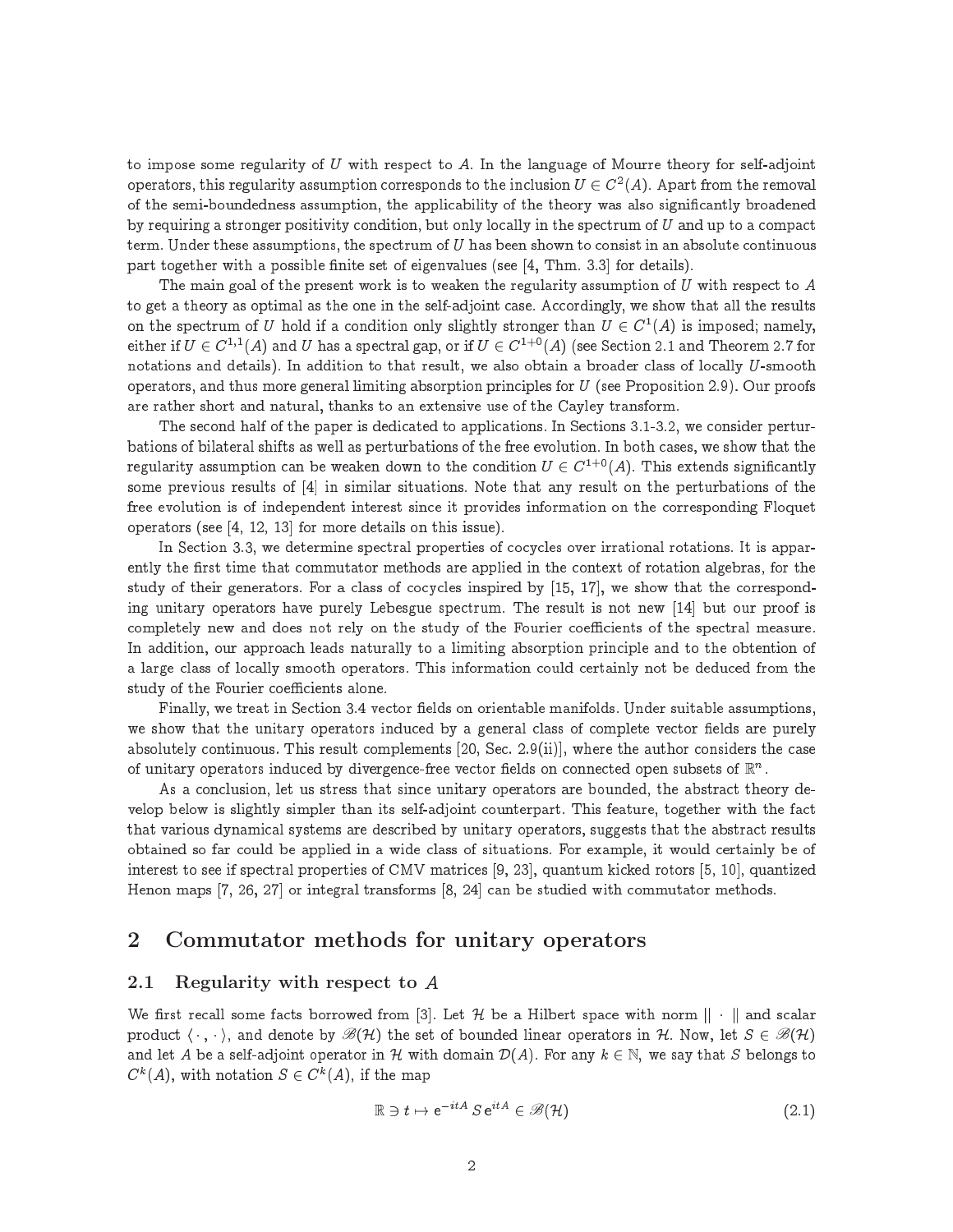to impose some regularity of $U$ with respect to $A$. In the language of Mourre theory for self-adjoint operators, this regularity assumption corresponds to the inclusion $U \in C^2(A)$. Apart from the removal of the semi-boundedness assumption, the applicability of the theory was also significantly broadened by requiring a stronger positivity condition, but only locally in the spectrum of $U$ and up to a compact term. Under these assumptions, the spectrum of $U$ has been shown to consist in an absolute continuous part together with a possible finite set of eigenvalues (see [4, Thm. 3.3] for details).

The main goal of the present work is to weaken the regularity assumption of $U$ with respect to $A$ to get a theory as optimal as the one in the self-adjoint case. Accordingly, we show that all the results on the spectrum of $U$ hold if a condition only slightly stronger than $U \in C^1(A)$ is imposed; namely, either if $U \in C^{1,1}(A)$ and $U$ has a spectral gap, or if $U \in C^{1+0}(A)$ (see Section 2.1 and Theorem 2.7 for notations and details). In addition to that result, we also obtain a broader class of locally $U$-smooth operators, and thus more general limiting absorption principles for $U$ (see Proposition 2.9). Our proofs are rather short and natural, thanks to an extensive use of the Cayley transform.

The second half of the paper is dedicated to applications. In Sections 3.1-3.2, we consider perturbations of bilateral shifts as well as perturbations of the free evolution. In both cases, we show that the regularity assumption can be weaken down to the condition $U \in C^{1+0}(A)$. This extends significantly some previous results of [4] in similar situations. Note that any result on the perturbations of the free evolution is of independent interest since it provides information on the corresponding Floquet operators (see [4, 12, 13] for more details on this issue).

In Section 3.3, we determine spectral properties of cocycles over irrational rotations. It is apparently the first time that commutator methods are applied in the context of rotation algebras, for the study of their generators. For a class of cocycles inspired by [15, 17], we show that the corresponding unitary operators have purely Lebesgue spectrum. The result is not new [14] but our proof is completely new and does not rely on the study of the Fourier coefficients of the spectral measure. In addition, our approach leads naturally to a limiting absorption principle and to the obtention of a large class of locally smooth operators. This information could certainly not be deduced from the study of the Fourier coefficients alone.

Finally, we treat in Section 3.4 vector fields on orientable manifolds. Under suitable assumptions, we show that the unitary operators induced by a general class of complete vector fields are purely absolutely continuous. This result complements [20, Sec. 2.9(ii)], where the author considers the case of unitary operators induced by divergence-free vector fields on connected open subsets of $\mathbb{R}^n$.

As a conclusion, let us stress that since unitary operators are bounded, the abstract theory develop below is slightly simpler than its self-adjoint counterpart. This feature, together with the fact that various dynamical systems are described by unitary operators, suggests that the abstract results obtained so far could be applied in a wide class of situations. For example, it would certainly be of interest to see if spectral properties of CMV matrices [9, 23], quantum kicked rotors [5, 10], quantized Henon maps [7, 26, 27] or integral transforms [8, 24] can be studied with commutator methods.

## 2 Commutator methods for unitary operators

### 2.1 Regularity with respect to $A$

We first recall some facts borrowed from [3]. Let $\mathcal{H}$ be a Hilbert space with norm $\|\cdot\|$ and scalar product $\langle \cdot\,, \cdot \rangle$, and denote by $\mathscr{B}(\mathcal{H})$ the set of bounded linear operators in $\mathcal{H}$. Now, let $S \in \mathscr{B}(\mathcal{H})$ and let $A$ be a self-adjoint operator in $\mathcal{H}$ with domain $\mathcal{D}(A)$. For any $k \in \mathbb{N}$, we say that $S$ belongs to $C^k(A)$, with notation $S \in C^k(A)$, if the map

$$\mathbb{R} \ni t \mapsto \mathrm{e}^{-itA}\, S\, \mathrm{e}^{itA} \in \mathscr{B}(\mathcal{H}) \tag{2.1}$$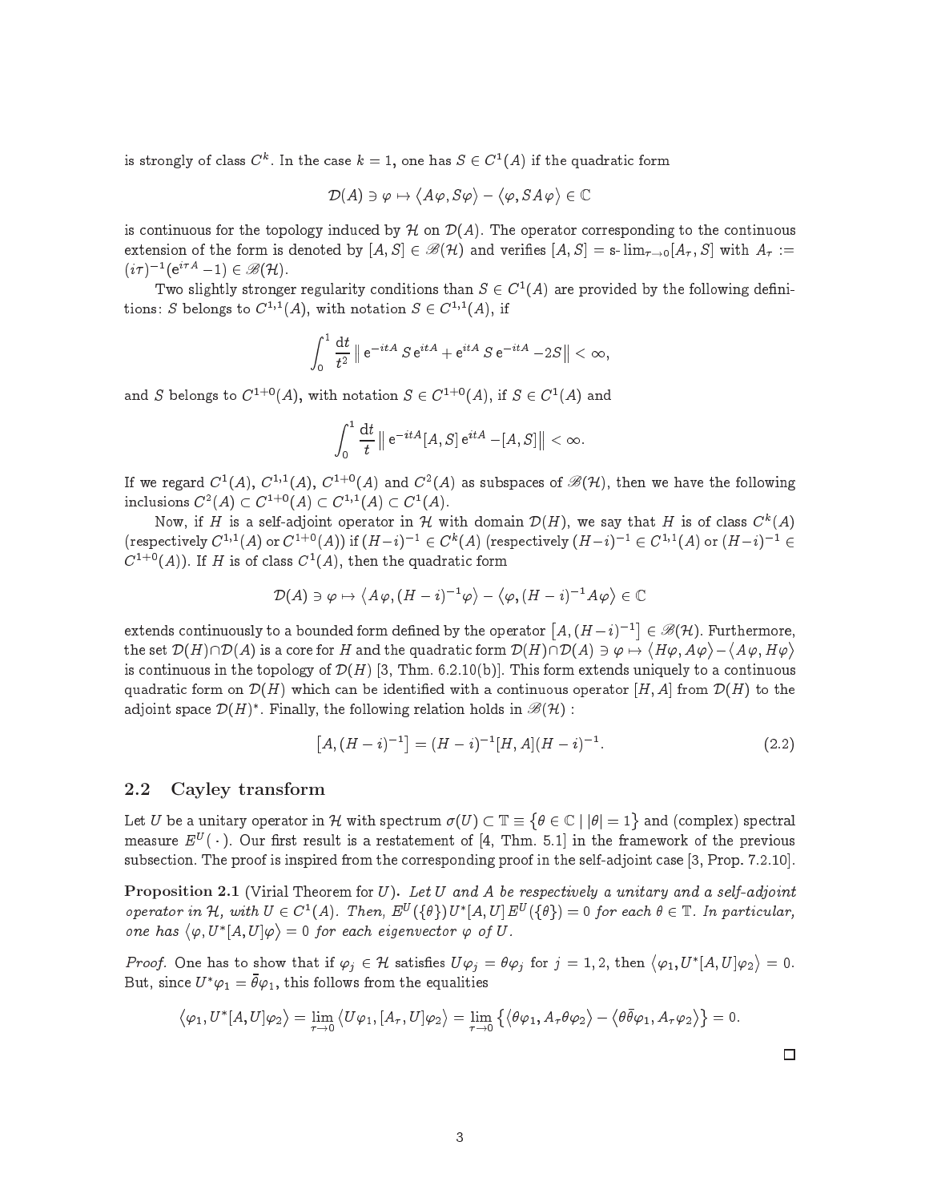is strongly of class $C^k$. In the case $k = 1$, one has $S \in C^1(A)$ if the quadratic form

$$\mathcal{D}(A) \ni \varphi \mapsto \langle A\varphi, S\varphi\rangle - \langle \varphi, SA\varphi\rangle \in \mathbb{C}$$

is continuous for the topology induced by $\mathcal{H}$ on $\mathcal{D}(A)$. The operator corresponding to the continuous extension of the form is denoted by $[A, S] \in \mathscr{B}(\mathcal{H})$ and verifies $[A, S] = \text{s-}\lim_{\tau\to 0}[A_\tau, S]$ with $A_\tau := (i\tau)^{-1}(\mathrm{e}^{i\tau A} - 1) \in \mathscr{B}(\mathcal{H})$.

Two slightly stronger regularity conditions than $S \in C^1(A)$ are provided by the following definitions: $S$ belongs to $C^{1,1}(A)$, with notation $S \in C^{1,1}(A)$, if

$$\int_0^1 \frac{\mathrm{d}t}{t^2} \left\| \mathrm{e}^{-itA} S \,\mathrm{e}^{itA} + \mathrm{e}^{itA} S\, \mathrm{e}^{-itA} - 2S \right\| < \infty,$$

and $S$ belongs to $C^{1+0}(A)$, with notation $S \in C^{1+0}(A)$, if $S \in C^1(A)$ and

$$\int_0^1 \frac{\mathrm{d}t}{t} \left\| \mathrm{e}^{-itA}[A, S]\, \mathrm{e}^{itA} - [A, S] \right\| < \infty.$$

If we regard $C^1(A)$, $C^{1,1}(A)$, $C^{1+0}(A)$ and $C^2(A)$ as subspaces of $\mathscr{B}(\mathcal{H})$, then we have the following inclusions $C^2(A) \subset C^{1+0}(A) \subset C^{1,1}(A) \subset C^1(A)$.

Now, if $H$ is a self-adjoint operator in $\mathcal{H}$ with domain $\mathcal{D}(H)$, we say that $H$ is of class $C^k(A)$ (respectively $C^{1,1}(A)$ or $C^{1+0}(A)$) if $(H-i)^{-1} \in C^k(A)$ (respectively $(H-i)^{-1} \in C^{1,1}(A)$ or $(H-i)^{-1} \in C^{1+0}(A)$). If $H$ is of class $C^1(A)$, then the quadratic form

$$\mathcal{D}(A) \ni \varphi \mapsto \langle A\varphi, (H-i)^{-1}\varphi\rangle - \langle \varphi, (H-i)^{-1}A\varphi\rangle \in \mathbb{C}$$

extends continuously to a bounded form defined by the operator $\left[A, (H-i)^{-1}\right] \in \mathscr{B}(\mathcal{H})$. Furthermore, the set $\mathcal{D}(H) \cap \mathcal{D}(A)$ is a core for $H$ and the quadratic form $\mathcal{D}(H) \cap \mathcal{D}(A) \ni \varphi \mapsto \langle H\varphi, A\varphi\rangle - \langle A\varphi, H\varphi\rangle$ is continuous in the topology of $\mathcal{D}(H)$ [3, Thm. 6.2.10(b)]. This form extends uniquely to a continuous quadratic form on $\mathcal{D}(H)$ which can be identified with a continuous operator $[H, A]$ from $\mathcal{D}(H)$ to the adjoint space $\mathcal{D}(H)^*$. Finally, the following relation holds in $\mathscr{B}(\mathcal{H})$ :

$$\left[A, (H-i)^{-1}\right] = (H-i)^{-1}[H, A](H-i)^{-1}. \tag{2.2}$$

## 2.2 Cayley transform

Let $U$ be a unitary operator in $\mathcal{H}$ with spectrum $\sigma(U) \subset \mathbb{T} \equiv \{\theta \in \mathbb{C} \mid |\theta| = 1\}$ and (complex) spectral measure $E^U(\,\cdot\,)$. Our first result is a restatement of [4, Thm. 5.1] in the framework of the previous subsection. The proof is inspired from the corresponding proof in the self-adjoint case [3, Prop. 7.2.10].

**Proposition 2.1** (Virial Theorem for $U$). *Let $U$ and $A$ be respectively a unitary and a self-adjoint operator in $\mathcal{H}$, with $U \in C^1(A)$. Then, $E^U(\{\theta\})U^*[A, U]E^U(\{\theta\}) = 0$ for each $\theta \in \mathbb{T}$. In particular, one has $\langle \varphi, U^*[A, U]\varphi\rangle = 0$ for each eigenvector $\varphi$ of $U$.*

*Proof.* One has to show that if $\varphi_j \in \mathcal{H}$ satisfies $U\varphi_j = \theta\varphi_j$ for $j = 1, 2$, then $\langle \varphi_1, U^*[A, U]\varphi_2\rangle = 0$. But, since $U^*\varphi_1 = \bar{\theta}\varphi_1$, this follows from the equalities

$$\langle \varphi_1, U^*[A, U]\varphi_2\rangle = \lim_{\tau\to 0}\langle U\varphi_1, [A_\tau, U]\varphi_2\rangle = \lim_{\tau\to 0}\left\{\langle \theta\varphi_1, A_\tau\theta\varphi_2\rangle - \langle \theta\bar{\theta}\varphi_1, A_\tau\varphi_2\rangle\right\} = 0.$$

□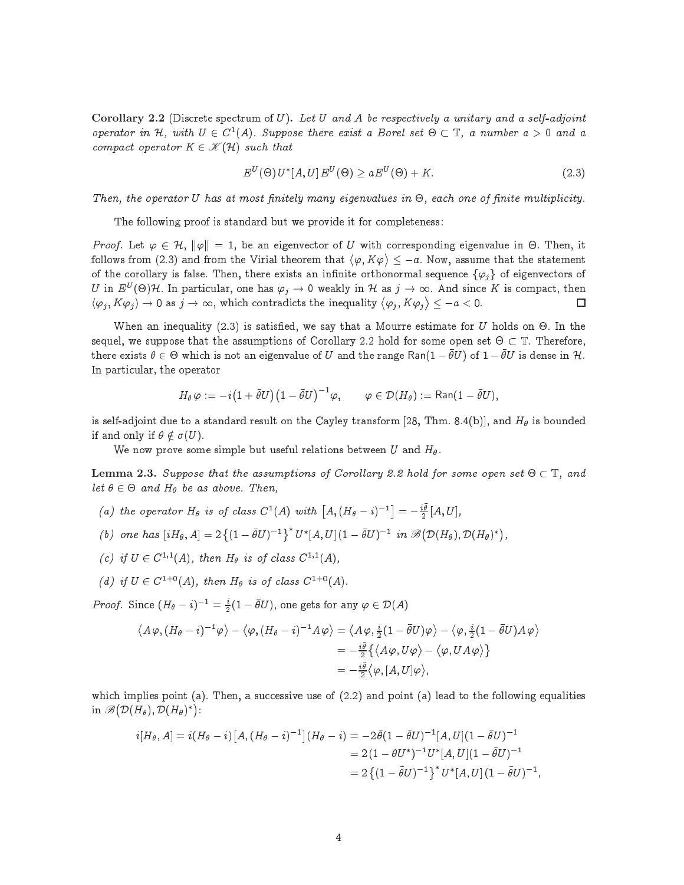**Corollary 2.2** (Discrete spectrum of $U$)**.** *Let $U$ and $A$ be respectively a unitary and a self-adjoint operator in $\mathcal{H}$, with $U \in C^1(A)$. Suppose there exist a Borel set $\Theta \subset \mathbb{T}$, a number $a > 0$ and a compact operator $K \in \mathscr{K}(\mathcal{H})$ such that*

$$E^U(\Theta)\, U^*[A,U]\, E^U(\Theta) \geq a E^U(\Theta) + K. \tag{2.3}$$

*Then, the operator $U$ has at most finitely many eigenvalues in $\Theta$, each one of finite multiplicity.*

The following proof is standard but we provide it for completeness:

*Proof.* Let $\varphi \in \mathcal{H}$, $\|\varphi\| = 1$, be an eigenvector of $U$ with corresponding eigenvalue in $\Theta$. Then, it follows from (2.3) and from the Virial theorem that $\langle \varphi, K\varphi \rangle \leq -a$. Now, assume that the statement of the corollary is false. Then, there exists an infinite orthonormal sequence $\{\varphi_j\}$ of eigenvectors of $U$ in $E^U(\Theta)\mathcal{H}$. In particular, one has $\varphi_j \to 0$ weakly in $\mathcal{H}$ as $j \to \infty$. And since $K$ is compact, then $\langle \varphi_j, K\varphi_j \rangle \to 0$ as $j \to \infty$, which contradicts the inequality $\langle \varphi_j, K\varphi_j \rangle \leq -a < 0$. □

When an inequality (2.3) is satisfied, we say that a Mourre estimate for $U$ holds on $\Theta$. In the sequel, we suppose that the assumptions of Corollary 2.2 hold for some open set $\Theta \subset \mathbb{T}$. Therefore, there exists $\theta \in \Theta$ which is not an eigenvalue of $U$ and the range $\mathsf{Ran}(1 - \bar\theta U)$ of $1 - \bar\theta U$ is dense in $\mathcal{H}$. In particular, the operator

$$H_\theta \varphi := -i\big(1 + \bar\theta U\big)\big(1 - \bar\theta U\big)^{-1}\varphi, \qquad \varphi \in \mathcal{D}(H_\theta) := \mathsf{Ran}(1 - \bar\theta U),$$

is self-adjoint due to a standard result on the Cayley transform [28, Thm. 8.4(b)], and $H_\theta$ is bounded if and only if $\theta \notin \sigma(U)$.

We now prove some simple but useful relations between $U$ and $H_\theta$.

**Lemma 2.3.** *Suppose that the assumptions of Corollary 2.2 hold for some open set $\Theta \subset \mathbb{T}$, and let $\theta \in \Theta$ and $H_\theta$ be as above. Then,*

*(a) the operator $H_\theta$ is of class $C^1(A)$ with $\big[A, (H_\theta - i)^{-1}\big] = -\frac{i\bar\theta}{2}[A,U]$,*

*(b) one has $[iH_\theta, A] = 2\big\{(1-\bar\theta U)^{-1}\big\}^* U^*[A,U]\,(1-\bar\theta U)^{-1}$ in $\mathscr{B}\big(\mathcal{D}(H_\theta), \mathcal{D}(H_\theta)^*\big)$,*

*(c) if $U \in C^{1,1}(A)$, then $H_\theta$ is of class $C^{1,1}(A)$,*

*(d) if $U \in C^{1+0}(A)$, then $H_\theta$ is of class $C^{1+0}(A)$.*

*Proof.* Since $(H_\theta - i)^{-1} = \frac{i}{2}(1 - \bar\theta U)$, one gets for any $\varphi \in \mathcal{D}(A)$

$$\begin{aligned}
\big\langle A\varphi, (H_\theta - i)^{-1}\varphi \big\rangle - \big\langle \varphi, (H_\theta - i)^{-1} A\varphi \big\rangle &= \big\langle A\varphi, \tfrac{i}{2}(1-\bar\theta U)\varphi \big\rangle - \big\langle \varphi, \tfrac{i}{2}(1-\bar\theta U) A\varphi \big\rangle \\
&= -\tfrac{i\bar\theta}{2}\big\{\langle A\varphi, U\varphi\rangle - \langle \varphi, UA\varphi\rangle\big\} \\
&= -\tfrac{i\bar\theta}{2}\big\langle \varphi, [A,U]\varphi \big\rangle,
\end{aligned}$$

which implies point (a). Then, a successive use of (2.2) and point (a) lead to the following equalities in $\mathscr{B}\big(\mathcal{D}(H_\theta), \mathcal{D}(H_\theta)^*\big)$:

$$\begin{aligned}
i[H_\theta, A] = i(H_\theta - i)\big[A, (H_\theta - i)^{-1}\big](H_\theta - i) &= -2\bar\theta(1-\bar\theta U)^{-1}[A,U](1-\bar\theta U)^{-1} \\
&= 2\,(1-\theta U^*)^{-1} U^*[A,U]\,(1-\bar\theta U)^{-1} \\
&= 2\big\{(1-\bar\theta U)^{-1}\big\}^* U^*[A,U]\,(1-\bar\theta U)^{-1},
\end{aligned}$$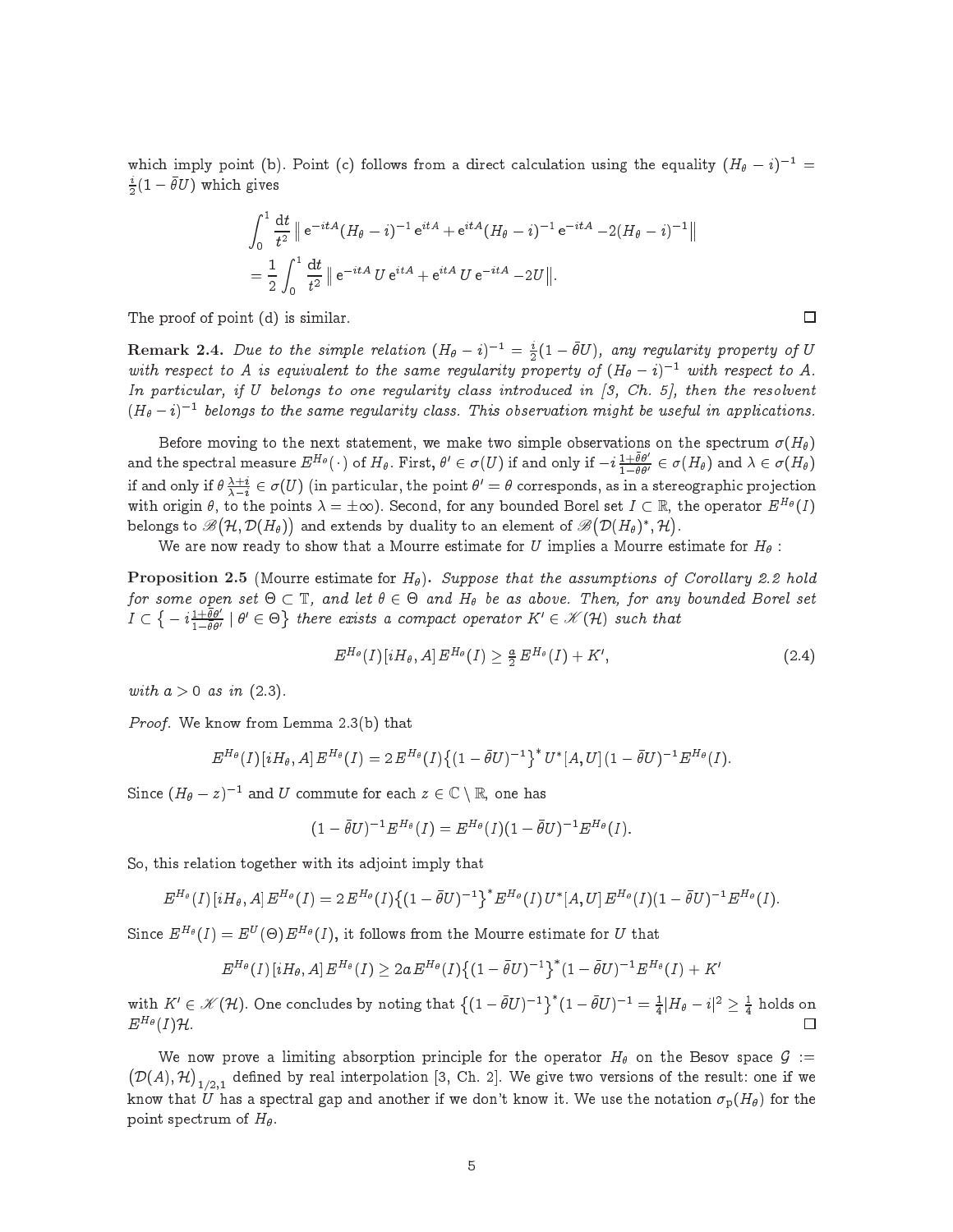which imply point (b). Point (c) follows from a direct calculation using the equality $(H_\theta - i)^{-1} = \frac{i}{2}(1 - \bar\theta U)$ which gives

$$\int_0^1 \frac{\mathrm{d}t}{t^2} \big\| \mathrm{e}^{-itA}(H_\theta - i)^{-1} \mathrm{e}^{itA} + \mathrm{e}^{itA}(H_\theta - i)^{-1} \mathrm{e}^{-itA} - 2(H_\theta - i)^{-1} \big\|$$
$$= \frac{1}{2} \int_0^1 \frac{\mathrm{d}t}{t^2} \big\| \mathrm{e}^{-itA} U \mathrm{e}^{itA} + \mathrm{e}^{itA} U \mathrm{e}^{-itA} - 2U \big\|.$$

The proof of point (d) is similar. $\square$

**Remark 2.4.** *Due to the simple relation $(H_\theta - i)^{-1} = \frac{i}{2}(1 - \bar\theta U)$, any regularity property of $U$ with respect to $A$ is equivalent to the same regularity property of $(H_\theta - i)^{-1}$ with respect to $A$. In particular, if $U$ belongs to one regularity class introduced in [3, Ch. 5], then the resolvent $(H_\theta - i)^{-1}$ belongs to the same regularity class. This observation might be useful in applications.*

Before moving to the next statement, we make two simple observations on the spectrum $\sigma(H_\theta)$ and the spectral measure $E^{H_\theta}(\,\cdot\,)$ of $H_\theta$. First, $\theta' \in \sigma(U)$ if and only if $-i\frac{1+\bar\theta\theta'}{1-\bar\theta\theta'} \in \sigma(H_\theta)$ and $\lambda \in \sigma(H_\theta)$ if and only if $\theta\frac{\lambda+i}{\lambda-i} \in \sigma(U)$ (in particular, the point $\theta' = \theta$ corresponds, as in a stereographic projection with origin $\theta$, to the points $\lambda = \pm\infty$). Second, for any bounded Borel set $I \subset \mathbb{R}$, the operator $E^{H_\theta}(I)$ belongs to $\mathscr{B}\big(\mathcal{H}, \mathcal{D}(H_\theta)\big)$ and extends by duality to an element of $\mathscr{B}\big(\mathcal{D}(H_\theta)^*, \mathcal{H}\big)$.

We are now ready to show that a Mourre estimate for $U$ implies a Mourre estimate for $H_\theta$ :

**Proposition 2.5** (Mourre estimate for $H_\theta$)**.** *Suppose that the assumptions of Corollary 2.2 hold for some open set $\Theta \subset \mathbb{T}$, and let $\theta \in \Theta$ and $H_\theta$ be as above. Then, for any bounded Borel set $I \subset \big\{ -i\frac{1+\bar\theta\theta'}{1-\bar\theta\theta'} \mid \theta' \in \Theta\big\}$ there exists a compact operator $K' \in \mathscr{K}(\mathcal{H})$ such that*

$$E^{H_\theta}(I)\,[iH_\theta, A]\,E^{H_\theta}(I) \geq \tfrac{a}{2}\,E^{H_\theta}(I) + K', \tag{2.4}$$

*with $a > 0$ as in* (2.3).

*Proof.* We know from Lemma 2.3(b) that

$$E^{H_\theta}(I)\,[iH_\theta, A]\,E^{H_\theta}(I) = 2\,E^{H_\theta}(I)\big\{(1 - \bar\theta U)^{-1}\big\}^* U^*[A, U]\,(1 - \bar\theta U)^{-1} E^{H_\theta}(I).$$

Since $(H_\theta - z)^{-1}$ and $U$ commute for each $z \in \mathbb{C} \setminus \mathbb{R}$, one has

$$(1 - \bar\theta U)^{-1} E^{H_\theta}(I) = E^{H_\theta}(I)(1 - \bar\theta U)^{-1} E^{H_\theta}(I).$$

So, this relation together with its adjoint imply that

$$E^{H_\theta}(I)\,[iH_\theta, A]\,E^{H_\theta}(I) = 2\,E^{H_\theta}(I)\big\{(1 - \bar\theta U)^{-1}\big\}^* E^{H_\theta}(I)\,U^*[A, U]\,E^{H_\theta}(I)(1 - \bar\theta U)^{-1} E^{H_\theta}(I).$$

Since $E^{H_\theta}(I) = E^U(\Theta)\,E^{H_\theta}(I)$, it follows from the Mourre estimate for $U$ that

$$E^{H_\theta}(I)\,[iH_\theta, A]\,E^{H_\theta}(I) \geq 2a\,E^{H_\theta}(I)\big\{(1 - \bar\theta U)^{-1}\big\}^*(1 - \bar\theta U)^{-1} E^{H_\theta}(I) + K'$$

with $K' \in \mathscr{K}(\mathcal{H})$. One concludes by noting that $\big\{(1 - \bar\theta U)^{-1}\big\}^*(1 - \bar\theta U)^{-1} = \frac{1}{4}|H_\theta - i|^2 \geq \frac{1}{4}$ holds on $E^{H_\theta}(I)\mathcal{H}$. $\square$

We now prove a limiting absorption principle for the operator $H_\theta$ on the Besov space $\mathcal{G} := \big(\mathcal{D}(A), \mathcal{H}\big)_{1/2,1}$ defined by real interpolation [3, Ch. 2]. We give two versions of the result: one if we know that $U$ has a spectral gap and another if we don't know it. We use the notation $\sigma_{\rm p}(H_\theta)$ for the point spectrum of $H_\theta$.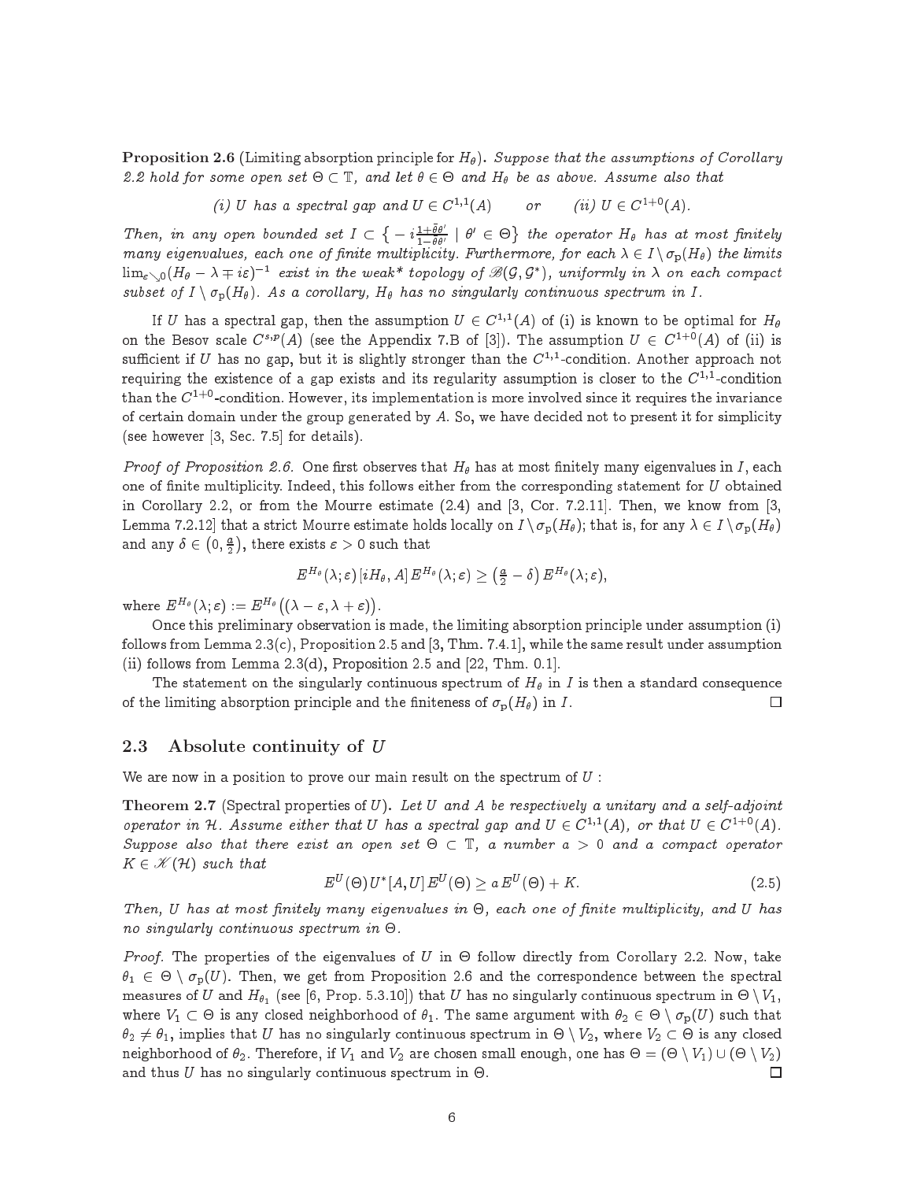**Proposition 2.6** (Limiting absorption principle for $H_\theta$)**.** *Suppose that the assumptions of Corollary 2.2 hold for some open set $\Theta \subset \mathbb{T}$, and let $\theta \in \Theta$ and $H_\theta$ be as above. Assume also that*

$$\text{(i) } U \text{ has a spectral gap and } U \in C^{1,1}(A) \qquad \text{or} \qquad \text{(ii) } U \in C^{1+0}(A).$$

*Then, in any open bounded set $I \subset \left\{ -i\frac{1+\bar{\theta}\theta'}{1-\bar{\theta}\theta'} \mid \theta' \in \Theta \right\}$ the operator $H_\theta$ has at most finitely many eigenvalues, each one of finite multiplicity. Furthermore, for each $\lambda \in I \setminus \sigma_{\rm p}(H_\theta)$ the limits $\lim_{\varepsilon \searrow 0}(H_\theta - \lambda \mp i\varepsilon)^{-1}$ exist in the weak\* topology of $\mathscr{B}(\mathcal{G}, \mathcal{G}^*)$, uniformly in $\lambda$ on each compact subset of $I \setminus \sigma_{\rm p}(H_\theta)$. As a corollary, $H_\theta$ has no singularly continuous spectrum in $I$.*

If $U$ has a spectral gap, then the assumption $U \in C^{1,1}(A)$ of (i) is known to be optimal for $H_\theta$ on the Besov scale $C^{s,p}(A)$ (see the Appendix 7.B of [3]). The assumption $U \in C^{1+0}(A)$ of (ii) is sufficient if $U$ has no gap, but it is slightly stronger than the $C^{1,1}$-condition. Another approach not requiring the existence of a gap exists and its regularity assumption is closer to the $C^{1,1}$-condition than the $C^{1+0}$-condition. However, its implementation is more involved since it requires the invariance of certain domain under the group generated by $A$. So, we have decided not to present it for simplicity (see however [3, Sec. 7.5] for details).

*Proof of Proposition 2.6.* One first observes that $H_\theta$ has at most finitely many eigenvalues in $I$, each one of finite multiplicity. Indeed, this follows either from the corresponding statement for $U$ obtained in Corollary 2.2, or from the Mourre estimate (2.4) and [3, Cor. 7.2.11]. Then, we know from [3, Lemma 7.2.12] that a strict Mourre estimate holds locally on $I \setminus \sigma_{\rm p}(H_\theta)$; that is, for any $\lambda \in I \setminus \sigma_{\rm p}(H_\theta)$ and any $\delta \in \left(0, \frac{a}{2}\right)$, there exists $\varepsilon > 0$ such that

$$E^{H_\theta}(\lambda;\varepsilon)\,[iH_\theta, A]\,E^{H_\theta}(\lambda;\varepsilon) \geq \left(\tfrac{a}{2} - \delta\right) E^{H_\theta}(\lambda;\varepsilon),$$

where $E^{H_\theta}(\lambda;\varepsilon) := E^{H_\theta}\big((\lambda-\varepsilon, \lambda+\varepsilon)\big)$.

Once this preliminary observation is made, the limiting absorption principle under assumption (i) follows from Lemma 2.3(c), Proposition 2.5 and [3, Thm. 7.4.1], while the same result under assumption (ii) follows from Lemma 2.3(d), Proposition 2.5 and [22, Thm. 0.1].

The statement on the singularly continuous spectrum of $H_\theta$ in $I$ is then a standard consequence of the limiting absorption principle and the finiteness of $\sigma_{\rm p}(H_\theta)$ in $I$. □

## 2.3 Absolute continuity of $U$

We are now in a position to prove our main result on the spectrum of $U$ :

**Theorem 2.7** (Spectral properties of $U$)**.** *Let $U$ and $A$ be respectively a unitary and a self-adjoint operator in $\mathcal{H}$. Assume either that $U$ has a spectral gap and $U \in C^{1,1}(A)$, or that $U \in C^{1+0}(A)$. Suppose also that there exist an open set $\Theta \subset \mathbb{T}$, a number $a > 0$ and a compact operator $K \in \mathscr{K}(\mathcal{H})$ such that*

$$E^U(\Theta)\,U^*[A,U]\,E^U(\Theta) \geq a\,E^U(\Theta) + K. \tag{2.5}$$

*Then, $U$ has at most finitely many eigenvalues in $\Theta$, each one of finite multiplicity, and $U$ has no singularly continuous spectrum in $\Theta$.*

*Proof.* The properties of the eigenvalues of $U$ in $\Theta$ follow directly from Corollary 2.2. Now, take $\theta_1 \in \Theta \setminus \sigma_{\rm p}(U)$. Then, we get from Proposition 2.6 and the correspondence between the spectral measures of $U$ and $H_{\theta_1}$ (see [6, Prop. 5.3.10]) that $U$ has no singularly continuous spectrum in $\Theta \setminus V_1$, where $V_1 \subset \Theta$ is any closed neighborhood of $\theta_1$. The same argument with $\theta_2 \in \Theta \setminus \sigma_{\rm p}(U)$ such that $\theta_2 \neq \theta_1$, implies that $U$ has no singularly continuous spectrum in $\Theta \setminus V_2$, where $V_2 \subset \Theta$ is any closed neighborhood of $\theta_2$. Therefore, if $V_1$ and $V_2$ are chosen small enough, one has $\Theta = (\Theta \setminus V_1) \cup (\Theta \setminus V_2)$ and thus $U$ has no singularly continuous spectrum in $\Theta$. □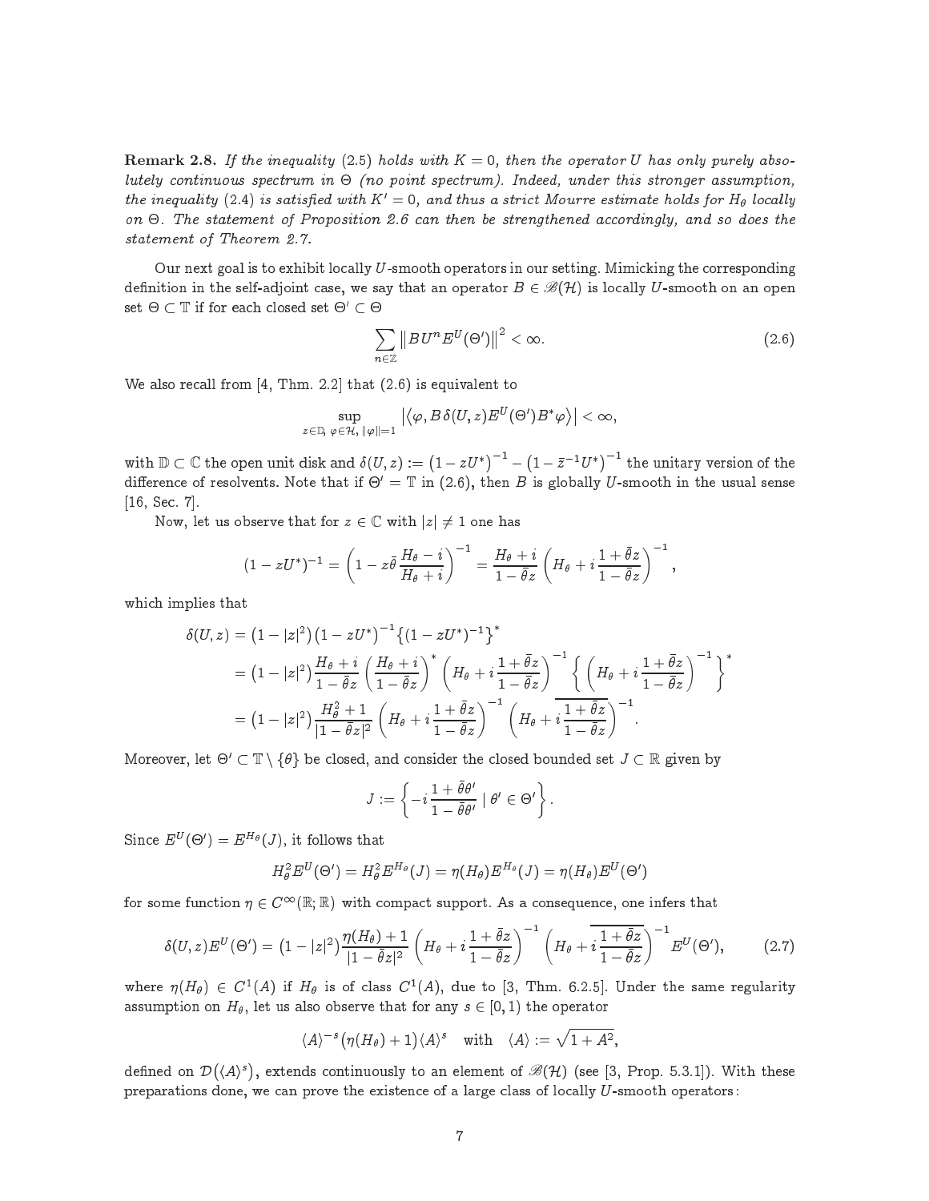**Remark 2.8.** *If the inequality* (2.5) *holds with $K = 0$, then the operator $U$ has only purely absolutely continuous spectrum in $\Theta$ (no point spectrum). Indeed, under this stronger assumption, the inequality* (2.4) *is satisfied with $K' = 0$, and thus a strict Mourre estimate holds for $H_\theta$ locally on $\Theta$. The statement of Proposition 2.6 can then be strengthened accordingly, and so does the statement of Theorem 2.7.*

Our next goal is to exhibit locally $U$-smooth operators in our setting. Mimicking the corresponding definition in the self-adjoint case, we say that an operator $B \in \mathscr{B}(\mathcal{H})$ is locally $U$-smooth on an open set $\Theta \subset \mathbb{T}$ if for each closed set $\Theta' \subset \Theta$

$$\sum_{n \in \mathbb{Z}} \big\| B U^n E^U(\Theta') \big\|^2 < \infty. \tag{2.6}$$

We also recall from [4, Thm. 2.2] that (2.6) is equivalent to

$$\sup_{z \in \mathbb{D},\, \varphi \in \mathcal{H},\, \|\varphi\| = 1} \big| \big\langle \varphi, B\, \delta(U,z) E^U(\Theta') B^* \varphi \big\rangle \big| < \infty,$$

with $\mathbb{D} \subset \mathbb{C}$ the open unit disk and $\delta(U,z) := \big(1 - zU^*\big)^{-1} - \big(1 - \bar{z}^{-1} U^*\big)^{-1}$ the unitary version of the difference of resolvents. Note that if $\Theta' = \mathbb{T}$ in (2.6), then $B$ is globally $U$-smooth in the usual sense [16, Sec. 7].

Now, let us observe that for $z \in \mathbb{C}$ with $|z| \neq 1$ one has

$$(1 - zU^*)^{-1} = \left(1 - z\bar{\theta}\, \frac{H_\theta - i}{H_\theta + i}\right)^{-1} = \frac{H_\theta + i}{1 - \bar{\theta} z} \left(H_\theta + i\, \frac{1 + \bar{\theta} z}{1 - \bar{\theta} z}\right)^{-1},$$

which implies that

$$\begin{aligned}
\delta(U,z) &= \big(1 - |z|^2\big) \big(1 - zU^*\big)^{-1} \big\{(1 - zU^*)^{-1}\big\}^* \\
&= \big(1 - |z|^2\big) \frac{H_\theta + i}{1 - \bar{\theta} z} \left(\frac{H_\theta + i}{1 - \bar{\theta} z}\right)^* \left(H_\theta + i\, \frac{1 + \bar{\theta} z}{1 - \bar{\theta} z}\right)^{-1} \left\{ \left(H_\theta + i\, \frac{1 + \bar{\theta} z}{1 - \bar{\theta} z}\right)^{-1} \right\}^* \\
&= \big(1 - |z|^2\big) \frac{H_\theta^2 + 1}{|1 - \bar{\theta} z|^2} \left(H_\theta + i\, \frac{1 + \bar{\theta} z}{1 - \bar{\theta} z}\right)^{-1} \left(H_\theta + \overline{i\, \frac{1 + \bar{\theta} z}{1 - \bar{\theta} z}}\right)^{-1}.
\end{aligned}$$

Moreover, let $\Theta' \subset \mathbb{T} \setminus \{\theta\}$ be closed, and consider the closed bounded set $J \subset \mathbb{R}$ given by

$$J := \left\{ -i\, \frac{1 + \bar{\theta}\theta'}{1 - \bar{\theta}\theta'} \mid \theta' \in \Theta' \right\}.$$

Since $E^U(\Theta') = E^{H_\theta}(J)$, it follows that

$$H_\theta^2 E^U(\Theta') = H_\theta^2 E^{H_\theta}(J) = \eta(H_\theta) E^{H_\theta}(J) = \eta(H_\theta) E^U(\Theta')$$

for some function $\eta \in C^\infty(\mathbb{R}; \mathbb{R})$ with compact support. As a consequence, one infers that

$$\delta(U,z) E^U(\Theta') = \big(1 - |z|^2\big) \frac{\eta(H_\theta) + 1}{|1 - \bar{\theta} z|^2} \left(H_\theta + i\, \frac{1 + \bar{\theta} z}{1 - \bar{\theta} z}\right)^{-1} \left(H_\theta + \overline{i\, \frac{1 + \bar{\theta} z}{1 - \bar{\theta} z}}\right)^{-1} E^U(\Theta'), \tag{2.7}$$

where $\eta(H_\theta) \in C^1(A)$ if $H_\theta$ is of class $C^1(A)$, due to [3, Thm. 6.2.5]. Under the same regularity assumption on $H_\theta$, let us also observe that for any $s \in [0,1)$ the operator

$$\langle A \rangle^{-s} \big(\eta(H_\theta) + 1\big) \langle A \rangle^{s} \quad \text{with} \quad \langle A \rangle := \sqrt{1 + A^2},$$

defined on $\mathcal{D}\big(\langle A \rangle^s\big)$, extends continuously to an element of $\mathscr{B}(\mathcal{H})$ (see [3, Prop. 5.3.1]). With these preparations done, we can prove the existence of a large class of locally $U$-smooth operators: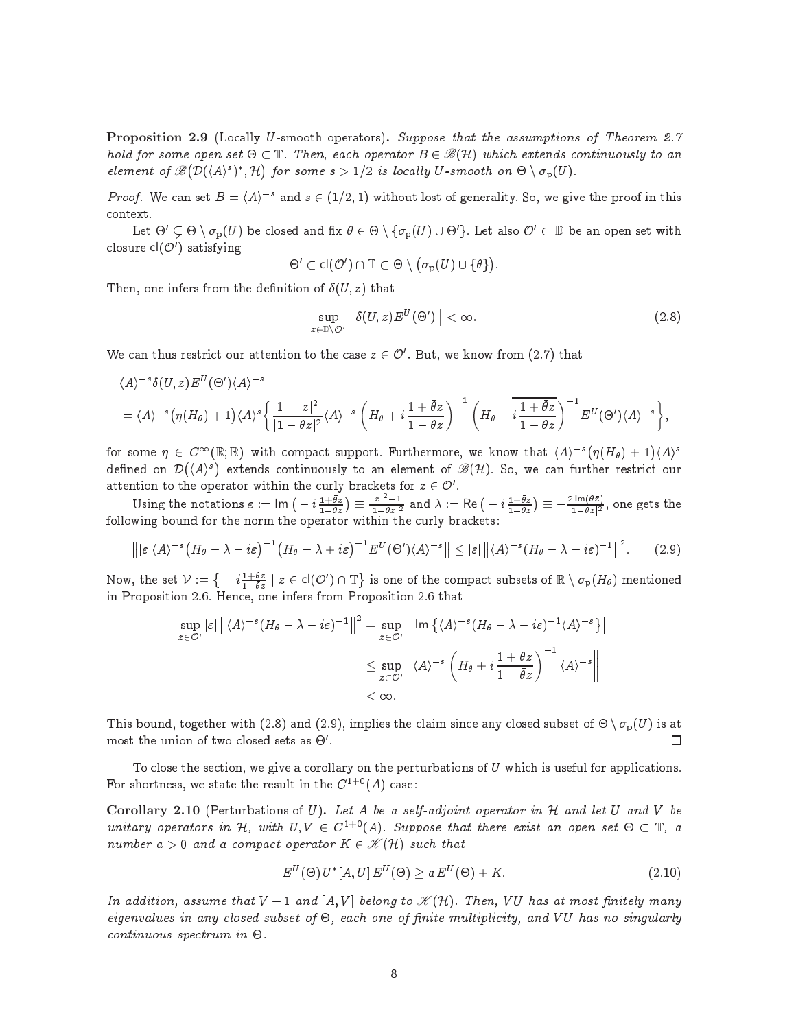**Proposition 2.9** (Locally $U$-smooth operators)**.** *Suppose that the assumptions of Theorem 2.7 hold for some open set $\Theta \subset \mathbb{T}$. Then, each operator $B \in \mathscr{B}(\mathcal{H})$ which extends continuously to an element of $\mathscr{B}\big(\mathcal{D}(\langle A\rangle^s)^*, \mathcal{H}\big)$ for some $s > 1/2$ is locally $U$-smooth on $\Theta \setminus \sigma_{\rm p}(U)$.*

*Proof.* We can set $B = \langle A\rangle^{-s}$ and $s \in (1/2, 1)$ without lost of generality. So, we give the proof in this context.

Let $\Theta' \subsetneq \Theta \setminus \sigma_{\rm p}(U)$ be closed and fix $\theta \in \Theta \setminus \{\sigma_{\rm p}(U) \cup \Theta'\}$. Let also $\mathcal{O}' \subset \mathbb{D}$ be an open set with closure $\mathsf{cl}(\mathcal{O}')$ satisfying

$$\Theta' \subset \mathsf{cl}(\mathcal{O}') \cap \mathbb{T} \subset \Theta \setminus \big(\sigma_{\rm p}(U) \cup \{\theta\}\big).$$

Then, one infers from the definition of $\delta(U, z)$ that

$$\sup_{z \in \mathbb{D} \setminus \mathcal{O}'} \big\|\delta(U, z) E^U(\Theta')\big\| < \infty. \tag{2.8}$$

We can thus restrict our attention to the case $z \in \mathcal{O}'$. But, we know from (2.7) that

$$\begin{aligned}
&\langle A\rangle^{-s} \delta(U, z) E^U(\Theta') \langle A\rangle^{-s} \\
&= \langle A\rangle^{-s}\big(\eta(H_\theta) + 1\big)\langle A\rangle^s \bigg\{ \frac{1 - |z|^2}{|1 - \bar\theta z|^2} \langle A\rangle^{-s} \left(H_\theta + i\,\frac{1 + \bar\theta z}{1 - \bar\theta z}\right)^{-1} \left(H_\theta + \overline{i\,\frac{1 + \bar\theta z}{1 - \bar\theta z}}\right)^{-1} E^U(\Theta')\langle A\rangle^{-s} \bigg\},
\end{aligned}$$

for some $\eta \in C^\infty(\mathbb{R}; \mathbb{R})$ with compact support. Furthermore, we know that $\langle A\rangle^{-s}\big(\eta(H_\theta) + 1\big)\langle A\rangle^s$ defined on $\mathcal{D}\big(\langle A\rangle^s\big)$ extends continuously to an element of $\mathscr{B}(\mathcal{H})$. So, we can further restrict our attention to the operator within the curly brackets for $z \in \mathcal{O}'$.

Using the notations $\varepsilon := \mathsf{Im}\,\big(-i\,\frac{1 + \bar\theta z}{1 - \bar\theta z}\big) \equiv \frac{|z|^2 - 1}{|1 - \bar\theta z|^2}$ and $\lambda := \mathsf{Re}\,\big(-i\,\frac{1 + \bar\theta z}{1 - \bar\theta z}\big) \equiv -\frac{2\,\mathsf{Im}(\theta \bar z)}{|1 - \bar\theta z|^2}$, one gets the following bound for the norm the operator within the curly brackets:

$$\big\||\varepsilon| \langle A\rangle^{-s}\big(H_\theta - \lambda - i\varepsilon\big)^{-1}\big(H_\theta - \lambda + i\varepsilon\big)^{-1} E^U(\Theta')\langle A\rangle^{-s}\big\| \le |\varepsilon|\,\big\|\langle A\rangle^{-s}(H_\theta - \lambda - i\varepsilon)^{-1}\big\|^2. \tag{2.9}$$

Now, the set $\mathcal{V} := \big\{-i\frac{1 + \bar\theta z}{1 - \bar\theta z} \mid z \in \mathsf{cl}(\mathcal{O}') \cap \mathbb{T}\big\}$ is one of the compact subsets of $\mathbb{R} \setminus \sigma_{\rm p}(H_\theta)$ mentioned in Proposition 2.6. Hence, one infers from Proposition 2.6 that

$$\begin{aligned}
\sup_{z \in \mathcal{O}'} |\varepsilon|\,\big\|\langle A\rangle^{-s}(H_\theta - \lambda - i\varepsilon)^{-1}\big\|^2 &= \sup_{z \in \mathcal{O}'} \big\|\,\mathsf{Im}\,\big\{\langle A\rangle^{-s}(H_\theta - \lambda - i\varepsilon)^{-1}\langle A\rangle^{-s}\big\}\big\| \\
&\le \sup_{z \in \mathcal{O}'} \left\|\langle A\rangle^{-s}\left(H_\theta + i\,\frac{1 + \bar\theta z}{1 - \bar\theta z}\right)^{-1}\langle A\rangle^{-s}\right\| \\
&< \infty.
\end{aligned}$$

This bound, together with (2.8) and (2.9), implies the claim since any closed subset of $\Theta \setminus \sigma_{\rm p}(U)$ is at most the union of two closed sets as $\Theta'$. $\square$

To close the section, we give a corollary on the perturbations of $U$ which is useful for applications. For shortness, we state the result in the $C^{1+0}(A)$ case:

**Corollary 2.10** (Perturbations of $U$)**.** *Let $A$ be a self-adjoint operator in $\mathcal{H}$ and let $U$ and $V$ be unitary operators in $\mathcal{H}$, with $U, V \in C^{1+0}(A)$. Suppose that there exist an open set $\Theta \subset \mathbb{T}$, a number $a > 0$ and a compact operator $K \in \mathscr{K}(\mathcal{H})$ such that*

$$E^U(\Theta)\,U^*[A, U]\,E^U(\Theta) \ge a\,E^U(\Theta) + K. \tag{2.10}$$

*In addition, assume that $V - 1$ and $[A, V]$ belong to $\mathscr{K}(\mathcal{H})$. Then, $VU$ has at most finitely many eigenvalues in any closed subset of $\Theta$, each one of finite multiplicity, and $VU$ has no singularly continuous spectrum in $\Theta$.*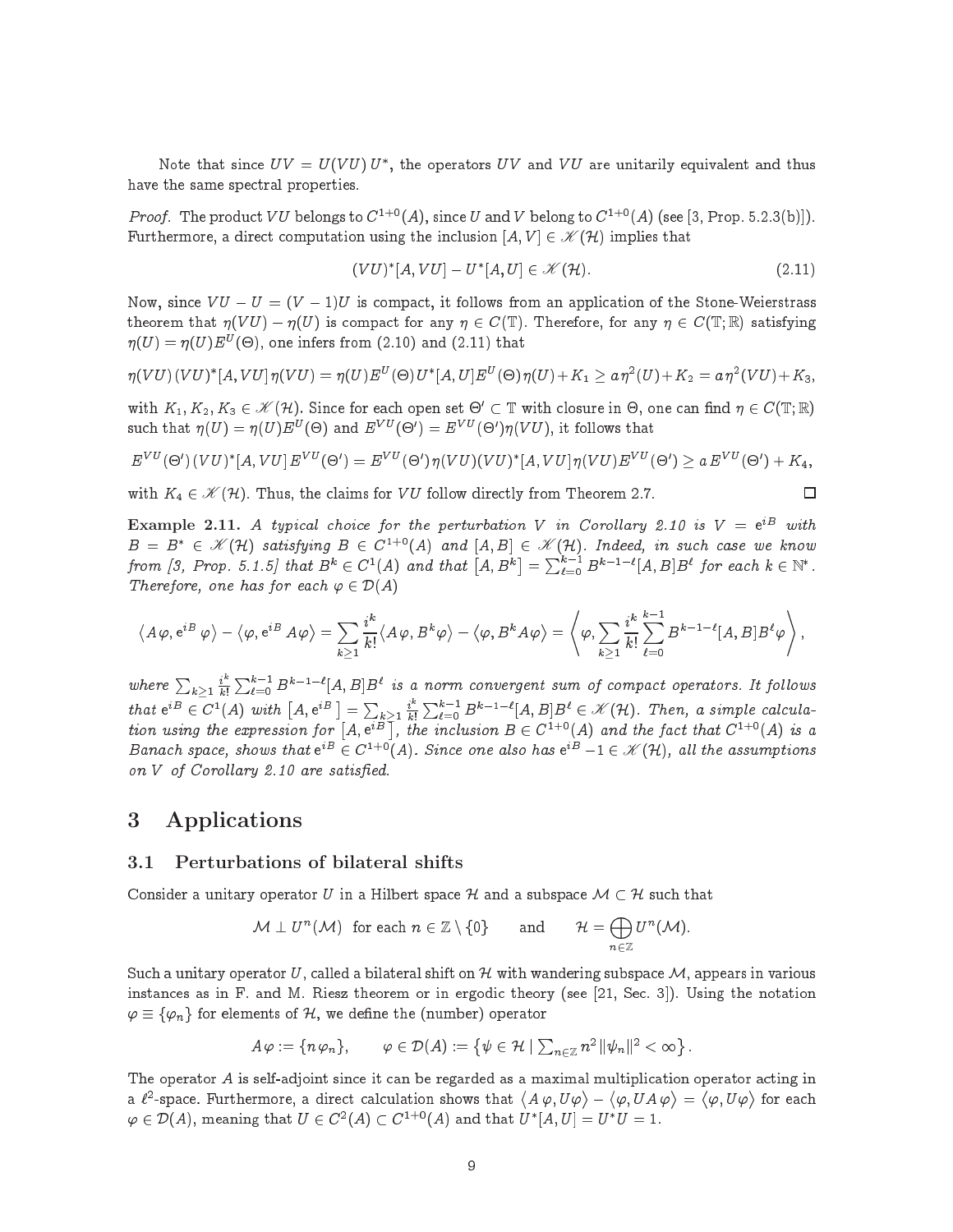Note that since $UV = U(VU)U^*$, the operators $UV$ and $VU$ are unitarily equivalent and thus have the same spectral properties.

*Proof.* The product $VU$ belongs to $C^{1+0}(A)$, since $U$ and $V$ belong to $C^{1+0}(A)$ (see [3, Prop. 5.2.3(b)]). Furthermore, a direct computation using the inclusion $[A,V] \in \mathscr{K}(\mathcal{H})$ implies that

$$(VU)^*[A,VU] - U^*[A,U] \in \mathscr{K}(\mathcal{H}). \tag{2.11}$$

Now, since $VU - U = (V-1)U$ is compact, it follows from an application of the Stone-Weierstrass theorem that $\eta(VU) - \eta(U)$ is compact for any $\eta \in C(\mathbb{T})$. Therefore, for any $\eta \in C(\mathbb{T};\mathbb{R})$ satisfying $\eta(U) = \eta(U)E^U(\Theta)$, one infers from (2.10) and (2.11) that

$$\eta(VU)(VU)^*[A,VU]\eta(VU) = \eta(U)E^U(\Theta)U^*[A,U]E^U(\Theta)\eta(U) + K_1 \geq a\eta^2(U) + K_2 = a\eta^2(VU) + K_3,$$

with $K_1, K_2, K_3 \in \mathscr{K}(\mathcal{H})$. Since for each open set $\Theta' \subset \mathbb{T}$ with closure in $\Theta$, one can find $\eta \in C(\mathbb{T};\mathbb{R})$ such that $\eta(U) = \eta(U)E^U(\Theta)$ and $E^{VU}(\Theta') = E^{VU}(\Theta')\eta(VU)$, it follows that

$$E^{VU}(\Theta')(VU)^*[A,VU]E^{VU}(\Theta') = E^{VU}(\Theta')\eta(VU)(VU)^*[A,VU]\eta(VU)E^{VU}(\Theta') \geq a\,E^{VU}(\Theta') + K_4,$$

with $K_4 \in \mathscr{K}(\mathcal{H})$. Thus, the claims for $VU$ follow directly from Theorem 2.7. $\square$

**Example 2.11.** *A typical choice for the perturbation $V$ in Corollary 2.10 is $V = \mathrm{e}^{iB}$ with $B = B^* \in \mathscr{K}(\mathcal{H})$ satisfying $B \in C^{1+0}(A)$ and $[A,B] \in \mathscr{K}(\mathcal{H})$. Indeed, in such case we know from [3, Prop. 5.1.5] that $B^k \in C^1(A)$ and that $[A,B^k] = \sum_{\ell=0}^{k-1} B^{k-1-\ell}[A,B]B^\ell$ for each $k \in \mathbb{N}^*$. Therefore, one has for each $\varphi \in \mathcal{D}(A)$*

$$\langle A\varphi, \mathrm{e}^{iB}\varphi\rangle - \langle \varphi, \mathrm{e}^{iB}A\varphi\rangle = \sum_{k\geq 1}\frac{i^k}{k!}\langle A\varphi, B^k\varphi\rangle - \langle\varphi, B^kA\varphi\rangle = \left\langle \varphi, \sum_{k\geq 1}\frac{i^k}{k!}\sum_{\ell=0}^{k-1}B^{k-1-\ell}[A,B]B^\ell\varphi\right\rangle,$$

*where $\sum_{k\geq 1}\frac{i^k}{k!}\sum_{\ell=0}^{k-1}B^{k-1-\ell}[A,B]B^\ell$ is a norm convergent sum of compact operators. It follows that $\mathrm{e}^{iB} \in C^1(A)$ with $[A,\mathrm{e}^{iB}] = \sum_{k\geq 1}\frac{i^k}{k!}\sum_{\ell=0}^{k-1}B^{k-1-\ell}[A,B]B^\ell \in \mathscr{K}(\mathcal{H})$. Then, a simple calculation using the expression for $[A,\mathrm{e}^{iB}]$, the inclusion $B \in C^{1+0}(A)$ and the fact that $C^{1+0}(A)$ is a Banach space, shows that $\mathrm{e}^{iB} \in C^{1+0}(A)$. Since one also has $\mathrm{e}^{iB} - 1 \in \mathscr{K}(\mathcal{H})$, all the assumptions on $V$ of Corollary 2.10 are satisfied.*

# 3 Applications

## 3.1 Perturbations of bilateral shifts

Consider a unitary operator $U$ in a Hilbert space $\mathcal{H}$ and a subspace $\mathcal{M} \subset \mathcal{H}$ such that

$$\mathcal{M} \perp U^n(\mathcal{M}) \ \text{ for each } n \in \mathbb{Z}\setminus\{0\} \qquad \text{and} \qquad \mathcal{H} = \bigoplus_{n\in\mathbb{Z}} U^n(\mathcal{M}).$$

Such a unitary operator $U$, called a bilateral shift on $\mathcal{H}$ with wandering subspace $\mathcal{M}$, appears in various instances as in F. and M. Riesz theorem or in ergodic theory (see [21, Sec. 3]). Using the notation $\varphi \equiv \{\varphi_n\}$ for elements of $\mathcal{H}$, we define the (number) operator

$$A\varphi := \{n\varphi_n\}, \qquad \varphi \in \mathcal{D}(A) := \left\{\psi \in \mathcal{H} \mid \textstyle\sum_{n\in\mathbb{Z}} n^2\|\psi_n\|^2 < \infty\right\}.$$

The operator $A$ is self-adjoint since it can be regarded as a maximal multiplication operator acting in a $\ell^2$-space. Furthermore, a direct calculation shows that $\langle A\varphi, U\varphi\rangle - \langle\varphi, UA\varphi\rangle = \langle\varphi, U\varphi\rangle$ for each $\varphi \in \mathcal{D}(A)$, meaning that $U \in C^2(A) \subset C^{1+0}(A)$ and that $U^*[A,U] = U^*U = 1$.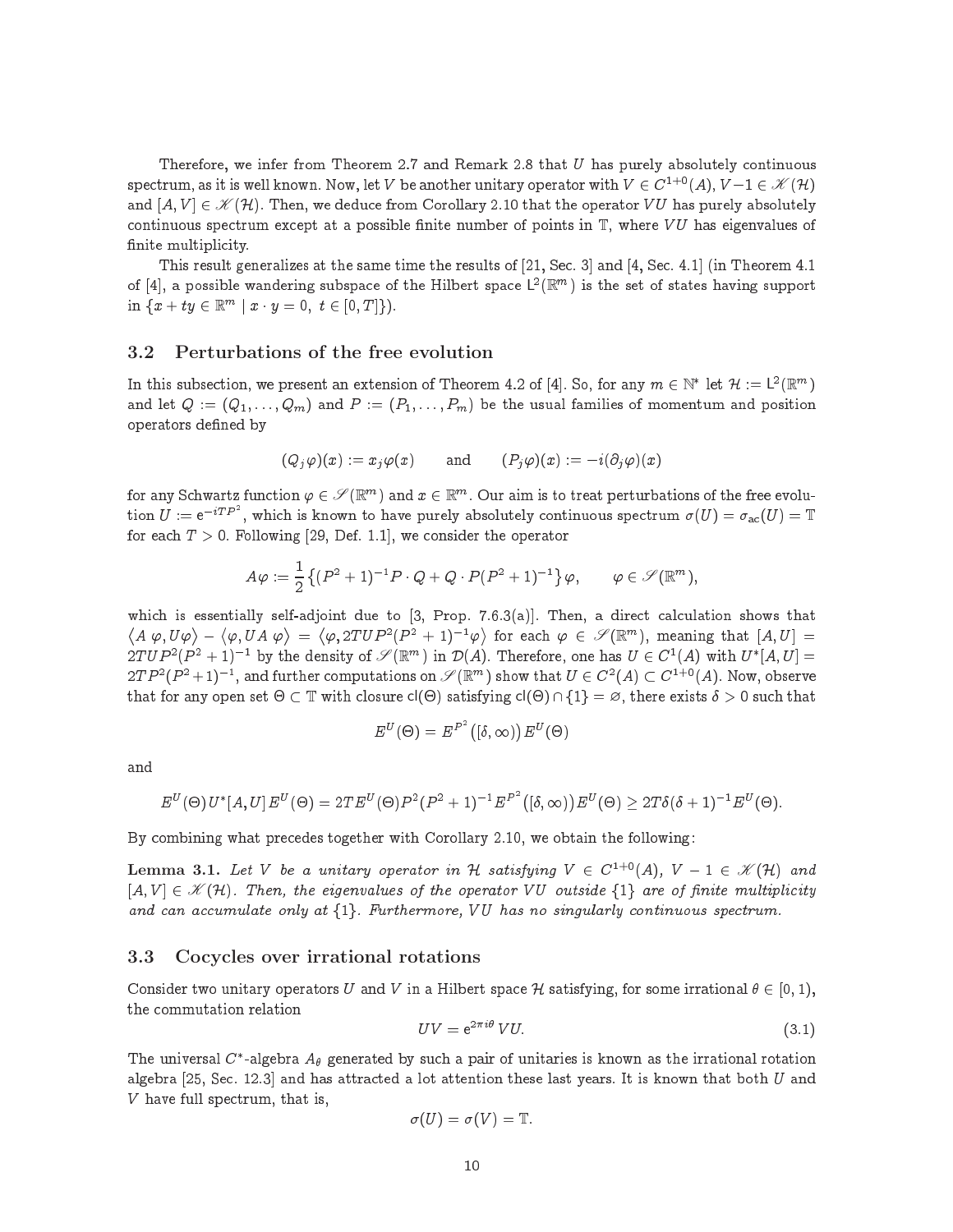Therefore, we infer from Theorem 2.7 and Remark 2.8 that $U$ has purely absolutely continuous spectrum, as it is well known. Now, let $V$ be another unitary operator with $V \in C^{1+0}(A)$, $V-1 \in \mathscr{K}(\mathcal{H})$ and $[A,V] \in \mathscr{K}(\mathcal{H})$. Then, we deduce from Corollary 2.10 that the operator $VU$ has purely absolutely continuous spectrum except at a possible finite number of points in $\mathbb{T}$, where $VU$ has eigenvalues of finite multiplicity.

This result generalizes at the same time the results of [21, Sec. 3] and [4, Sec. 4.1] (in Theorem 4.1 of [4], a possible wandering subspace of the Hilbert space $\mathsf{L}^2(\mathbb{R}^m)$ is the set of states having support in $\{x + ty \in \mathbb{R}^m \mid x \cdot y = 0,\ t \in [0,T]\}$).

### 3.2 Perturbations of the free evolution

In this subsection, we present an extension of Theorem 4.2 of [4]. So, for any $m \in \mathbb{N}^*$ let $\mathcal{H} := \mathsf{L}^2(\mathbb{R}^m)$ and let $Q := (Q_1, \ldots, Q_m)$ and $P := (P_1, \ldots, P_m)$ be the usual families of momentum and position operators defined by

$$(Q_j\varphi)(x) := x_j\varphi(x) \qquad \text{and} \qquad (P_j\varphi)(x) := -i(\partial_j\varphi)(x)$$

for any Schwartz function $\varphi \in \mathscr{S}(\mathbb{R}^m)$ and $x \in \mathbb{R}^m$. Our aim is to treat perturbations of the free evolution $U := \mathrm{e}^{-iTP^2}$, which is known to have purely absolutely continuous spectrum $\sigma(U) = \sigma_{\rm ac}(U) = \mathbb{T}$ for each $T > 0$. Following [29, Def. 1.1], we consider the operator

$$A\varphi := \frac{1}{2}\big\{(P^2+1)^{-1}P \cdot Q + Q \cdot P(P^2+1)^{-1}\big\}\varphi, \qquad \varphi \in \mathscr{S}(\mathbb{R}^m),$$

which is essentially self-adjoint due to [3, Prop. 7.6.3(a)]. Then, a direct calculation shows that $\langle A\,\varphi, U\varphi\rangle - \langle \varphi, UA\,\varphi\rangle = \langle \varphi, 2TUP^2(P^2+1)^{-1}\varphi\rangle$ for each $\varphi \in \mathscr{S}(\mathbb{R}^m)$, meaning that $[A,U] = 2TUP^2(P^2+1)^{-1}$ by the density of $\mathscr{S}(\mathbb{R}^m)$ in $\mathcal{D}(A)$. Therefore, one has $U \in C^1(A)$ with $U^*[A,U] = 2TP^2(P^2+1)^{-1}$, and further computations on $\mathscr{S}(\mathbb{R}^m)$ show that $U \in C^2(A) \subset C^{1+0}(A)$. Now, observe that for any open set $\Theta \subset \mathbb{T}$ with closure $\mathsf{cl}(\Theta)$ satisfying $\mathsf{cl}(\Theta) \cap \{1\} = \varnothing$, there exists $\delta > 0$ such that

$$E^U(\Theta) = E^{P^2}\big([\delta,\infty)\big)\,E^U(\Theta)$$

and

$$E^U(\Theta)\,U^*[A,U]\,E^U(\Theta) = 2T E^U(\Theta)P^2(P^2+1)^{-1}E^{P^2}\big([\delta,\infty)\big)E^U(\Theta) \geq 2T\delta(\delta+1)^{-1}E^U(\Theta).$$

By combining what precedes together with Corollary 2.10, we obtain the following:

**Lemma 3.1.** *Let $V$ be a unitary operator in $\mathcal{H}$ satisfying $V \in C^{1+0}(A)$, $V-1 \in \mathscr{K}(\mathcal{H})$ and $[A,V] \in \mathscr{K}(\mathcal{H})$. Then, the eigenvalues of the operator $VU$ outside $\{1\}$ are of finite multiplicity and can accumulate only at $\{1\}$. Furthermore, $VU$ has no singularly continuous spectrum.*

### 3.3 Cocycles over irrational rotations

Consider two unitary operators $U$ and $V$ in a Hilbert space $\mathcal{H}$ satisfying, for some irrational $\theta \in [0,1)$, the commutation relation

$$UV = \mathrm{e}^{2\pi i\theta}\,VU. \tag{3.1}$$

The universal $C^*$-algebra $A_\theta$ generated by such a pair of unitaries is known as the irrational rotation algebra [25, Sec. 12.3] and has attracted a lot attention these last years. It is known that both $U$ and $V$ have full spectrum, that is,

$$\sigma(U) = \sigma(V) = \mathbb{T}.$$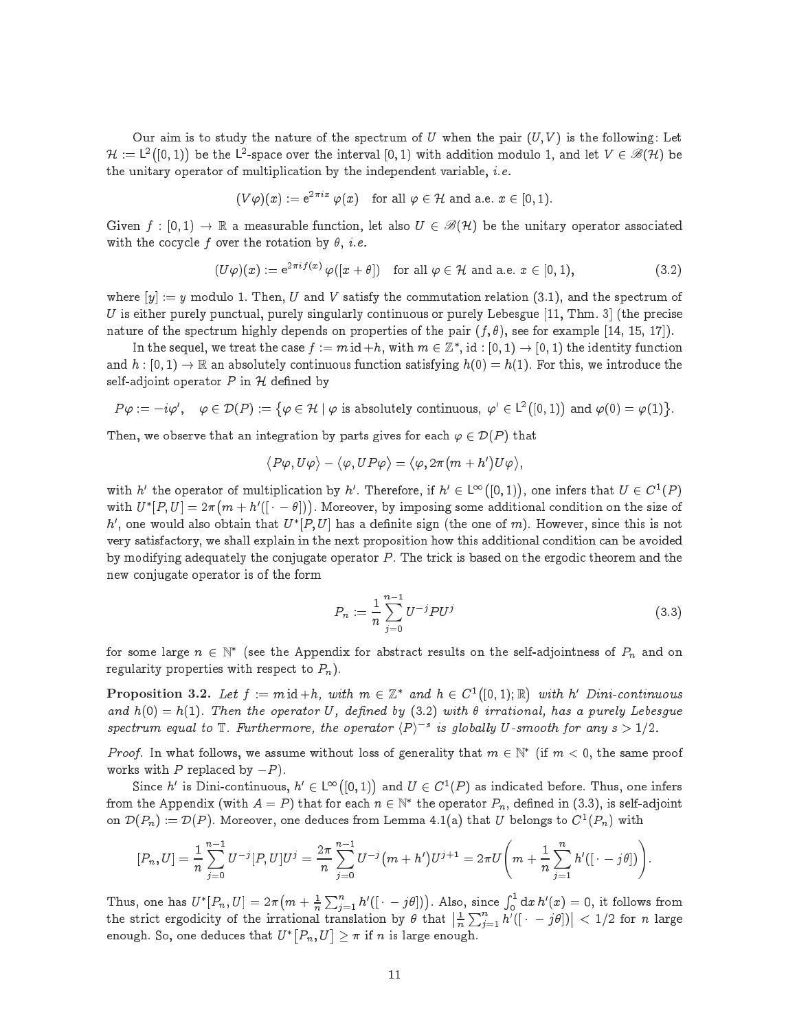Our aim is to study the nature of the spectrum of $U$ when the pair $(U, V)$ is the following: Let $\mathcal{H} := \mathsf{L}^2([0,1))$ be the $\mathsf{L}^2$-space over the interval $[0,1)$ with addition modulo 1, and let $V \in \mathscr{B}(\mathcal{H})$ be the unitary operator of multiplication by the independent variable, *i.e.*

$$(V\varphi)(x) := \mathrm{e}^{2\pi i x}\,\varphi(x) \quad \text{for all } \varphi \in \mathcal{H} \text{ and a.e. } x \in [0,1).$$

Given $f : [0,1) \to \mathbb{R}$ a measurable function, let also $U \in \mathscr{B}(\mathcal{H})$ be the unitary operator associated with the cocycle $f$ over the rotation by $\theta$, *i.e.*

$$(U\varphi)(x) := \mathrm{e}^{2\pi i f(x)}\,\varphi([x+\theta]) \quad \text{for all } \varphi \in \mathcal{H} \text{ and a.e. } x \in [0,1), \tag{3.2}$$

where $[y] := y$ modulo 1. Then, $U$ and $V$ satisfy the commutation relation (3.1), and the spectrum of $U$ is either purely punctual, purely singularly continuous or purely Lebesgue [11, Thm. 3] (the precise nature of the spectrum highly depends on properties of the pair $(f, \theta)$, see for example [14, 15, 17]).

In the sequel, we treat the case $f := m\,\mathrm{id} + h$, with $m \in \mathbb{Z}^*$, $\mathrm{id} : [0,1) \to [0,1)$ the identity function and $h : [0,1) \to \mathbb{R}$ an absolutely continuous function satisfying $h(0) = h(1)$. For this, we introduce the self-adjoint operator $P$ in $\mathcal{H}$ defined by

$$P\varphi := -i\varphi', \quad \varphi \in \mathcal{D}(P) := \big\{\varphi \in \mathcal{H} \mid \varphi \text{ is absolutely continuous, } \varphi' \in \mathsf{L}^2([0,1)) \text{ and } \varphi(0) = \varphi(1)\big\}.$$

Then, we observe that an integration by parts gives for each $\varphi \in \mathcal{D}(P)$ that

$$\langle P\varphi, U\varphi\rangle - \langle \varphi, UP\varphi\rangle = \langle \varphi, 2\pi(m + h')U\varphi\rangle,$$

with $h'$ the operator of multiplication by $h'$. Therefore, if $h' \in \mathsf{L}^\infty([0,1))$, one infers that $U \in C^1(P)$ with $U^*[P,U] = 2\pi\big(m + h'([\,\cdot - \theta])\big)$. Moreover, by imposing some additional condition on the size of $h'$, one would also obtain that $U^*[P,U]$ has a definite sign (the one of $m$). However, since this is not very satisfactory, we shall explain in the next proposition how this additional condition can be avoided by modifying adequately the conjugate operator $P$. The trick is based on the ergodic theorem and the new conjugate operator is of the form

$$P_n := \frac{1}{n}\sum_{j=0}^{n-1} U^{-j} P U^j \tag{3.3}$$

for some large $n \in \mathbb{N}^*$ (see the Appendix for abstract results on the self-adjointness of $P_n$ and on regularity properties with respect to $P_n$).

**Proposition 3.2.** *Let $f := m\,\mathrm{id} + h$, with $m \in \mathbb{Z}^*$ and $h \in C^1([0,1);\mathbb{R})$ with $h'$ Dini-continuous and $h(0) = h(1)$. Then the operator $U$, defined by (3.2) with $\theta$ irrational, has a purely Lebesgue spectrum equal to $\mathbb{T}$. Furthermore, the operator $\langle P\rangle^{-s}$ is globally $U$-smooth for any $s > 1/2$.*

*Proof.* In what follows, we assume without loss of generality that $m \in \mathbb{N}^*$ (if $m < 0$, the same proof works with $P$ replaced by $-P$).

Since $h'$ is Dini-continuous, $h' \in \mathsf{L}^\infty([0,1))$ and $U \in C^1(P)$ as indicated before. Thus, one infers from the Appendix (with $A = P$) that for each $n \in \mathbb{N}^*$ the operator $P_n$, defined in (3.3), is self-adjoint on $\mathcal{D}(P_n) := \mathcal{D}(P)$. Moreover, one deduces from Lemma 4.1(a) that $U$ belongs to $C^1(P_n)$ with

$$[P_n, U] = \frac{1}{n}\sum_{j=0}^{n-1} U^{-j}[P,U]U^j = \frac{2\pi}{n}\sum_{j=0}^{n-1} U^{-j}\big(m + h'\big)U^{j+1} = 2\pi U\left(m + \frac{1}{n}\sum_{j=1}^{n} h'([\,\cdot - j\theta])\right).$$

Thus, one has $U^*[P_n, U] = 2\pi\big(m + \frac{1}{n}\sum_{j=1}^{n} h'([\,\cdot - j\theta])\big)$. Also, since $\int_0^1 \mathrm{d}x\, h'(x) = 0$, it follows from the strict ergodicity of the irrational translation by $\theta$ that $\big|\frac{1}{n}\sum_{j=1}^{n} h'([\,\cdot - j\theta])\big| < 1/2$ for $n$ large enough. So, one deduces that $U^*[P_n, U] \geq \pi$ if $n$ is large enough.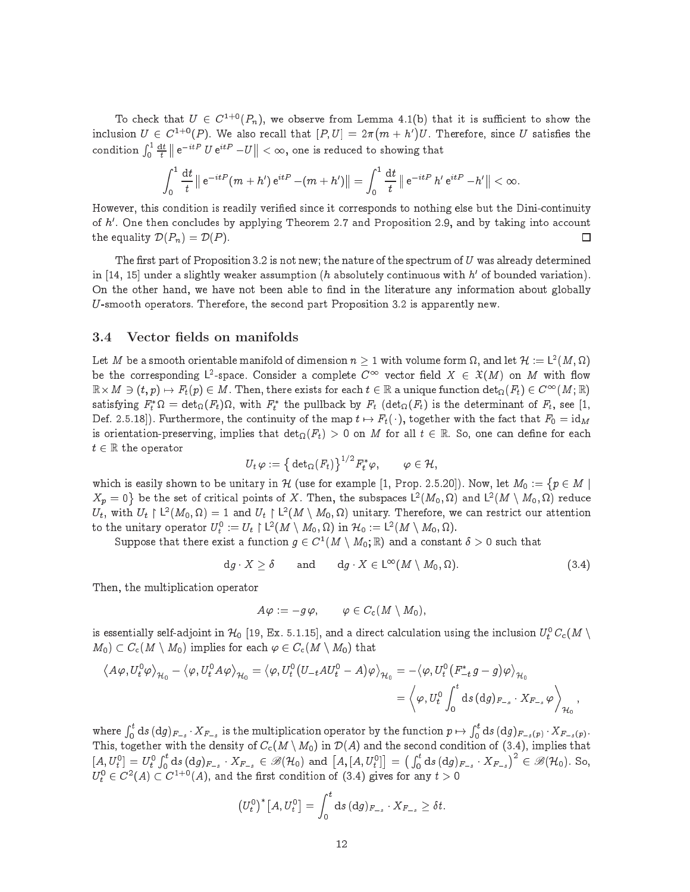To check that $U \in C^{1+0}(P_n)$, we observe from Lemma 4.1(b) that it is sufficient to show the inclusion $U \in C^{1+0}(P)$. We also recall that $[P,U] = 2\pi(m+h')U$. Therefore, since $U$ satisfies the condition $\int_0^1 \frac{\mathrm{d}t}{t} \| \mathrm{e}^{-itP} U \mathrm{e}^{itP} - U\| < \infty$, one is reduced to showing that

$$\int_0^1 \frac{\mathrm{d}t}{t} \| \mathrm{e}^{-itP}(m+h')\,\mathrm{e}^{itP} - (m+h')\| = \int_0^1 \frac{\mathrm{d}t}{t} \| \mathrm{e}^{-itP} h' \,\mathrm{e}^{itP} - h'\| < \infty.$$

However, this condition is readily verified since it corresponds to nothing else but the Dini-continuity of $h'$. One then concludes by applying Theorem 2.7 and Proposition 2.9, and by taking into account the equality $\mathcal{D}(P_n) = \mathcal{D}(P)$. □

The first part of Proposition 3.2 is not new; the nature of the spectrum of $U$ was already determined in [14, 15] under a slightly weaker assumption ($h$ absolutely continuous with $h'$ of bounded variation). On the other hand, we have not been able to find in the literature any information about globally $U$-smooth operators. Therefore, the second part Proposition 3.2 is apparently new.

### 3.4 Vector fields on manifolds

Let $M$ be a smooth orientable manifold of dimension $n \ge 1$ with volume form $\Omega$, and let $\mathcal{H} := \mathsf{L}^2(M,\Omega)$ be the corresponding $\mathsf{L}^2$-space. Consider a complete $C^\infty$ vector field $X \in \mathfrak{X}(M)$ on $M$ with flow $\mathbb{R}\times M \ni (t,p) \mapsto F_t(p) \in M$. Then, there exists for each $t\in\mathbb{R}$ a unique function $\det_\Omega(F_t) \in C^\infty(M;\mathbb{R})$ satisfying $F_t^*\Omega = \det_\Omega(F_t)\Omega$, with $F_t^*$ the pullback by $F_t$ ($\det_\Omega(F_t)$ is the determinant of $F_t$, see [1, Def. 2.5.18]). Furthermore, the continuity of the map $t \mapsto F_t(\cdot)$, together with the fact that $F_0 = \mathrm{id}_M$ is orientation-preserving, implies that $\det_\Omega(F_t) > 0$ on $M$ for all $t \in \mathbb{R}$. So, one can define for each $t\in\mathbb{R}$ the operator

$$U_t\,\varphi := \big\{\det_\Omega(F_t)\big\}^{1/2} F_t^*\varphi, \qquad \varphi \in \mathcal{H},$$

which is easily shown to be unitary in $\mathcal{H}$ (use for example [1, Prop. 2.5.20]). Now, let $M_0 := \{p \in M \mid X_p = 0\}$ be the set of critical points of $X$. Then, the subspaces $\mathsf{L}^2(M_0,\Omega)$ and $\mathsf{L}^2(M\setminus M_0,\Omega)$ reduce $U_t$, with $U_t \restriction \mathsf{L}^2(M_0,\Omega) = 1$ and $U_t \restriction \mathsf{L}^2(M\setminus M_0,\Omega)$ unitary. Therefore, we can restrict our attention to the unitary operator $U_t^0 := U_t \restriction \mathsf{L}^2(M\setminus M_0,\Omega)$ in $\mathcal{H}_0 := \mathsf{L}^2(M\setminus M_0,\Omega)$.

Suppose that there exist a function $g \in C^1(M\setminus M_0;\mathbb{R})$ and a constant $\delta > 0$ such that

$$\mathrm{d}g \cdot X \ge \delta \qquad \text{and} \qquad \mathrm{d}g\cdot X \in \mathsf{L}^\infty(M\setminus M_0,\Omega). \tag{3.4}$$

Then, the multiplication operator

$$A\varphi := -g\,\varphi, \qquad \varphi \in C_{\mathrm{c}}(M\setminus M_0),$$

is essentially self-adjoint in $\mathcal{H}_0$ [19, Ex. 5.1.15], and a direct calculation using the inclusion $U_t^0\, C_{\mathrm{c}}(M\setminus M_0) \subset C_{\mathrm{c}}(M\setminus M_0)$ implies for each $\varphi \in C_{\mathrm{c}}(M\setminus M_0)$ that

$$\begin{aligned}
\big\langle A\varphi, U_t^0\varphi\big\rangle_{\mathcal{H}_0} - \big\langle \varphi, U_t^0 A\varphi\big\rangle_{\mathcal{H}_0} &= \big\langle \varphi, U_t^0\big(U_{-t}AU_t^0 - A\big)\varphi\big\rangle_{\mathcal{H}_0} = -\big\langle \varphi, U_t^0\big(F_{-t}^* g - g\big)\varphi\big\rangle_{\mathcal{H}_0}\\
&= \left\langle \varphi, U_t^0 \int_0^t \mathrm{d}s\,(\mathrm{d}g)_{F_{-s}}\cdot X_{F_{-s}}\,\varphi\right\rangle_{\mathcal{H}_0},
\end{aligned}$$

where $\int_0^t \mathrm{d}s\,(\mathrm{d}g)_{F_{-s}}\cdot X_{F_{-s}}$ is the multiplication operator by the function $p \mapsto \int_0^t \mathrm{d}s\,(\mathrm{d}g)_{F_{-s}(p)}\cdot X_{F_{-s}(p)}$. This, together with the density of $C_{\mathrm{c}}(M\setminus M_0)$ in $\mathcal{D}(A)$ and the second condition of (3.4), implies that $[A,U_t^0] = U_t^0 \int_0^t \mathrm{d}s\,(\mathrm{d}g)_{F_{-s}}\cdot X_{F_{-s}} \in \mathscr{B}(\mathcal{H}_0)$ and $\big[A,[A,U_t^0]\big] = \big(\int_0^t \mathrm{d}s\,(\mathrm{d}g)_{F_{-s}}\cdot X_{F_{-s}}\big)^2 \in \mathscr{B}(\mathcal{H}_0)$. So, $U_t^0 \in C^2(A) \subset C^{1+0}(A)$, and the first condition of (3.4) gives for any $t>0$

$$\big(U_t^0\big)^*\big[A,U_t^0\big] = \int_0^t \mathrm{d}s\,(\mathrm{d}g)_{F_{-s}}\cdot X_{F_{-s}} \ge \delta t.$$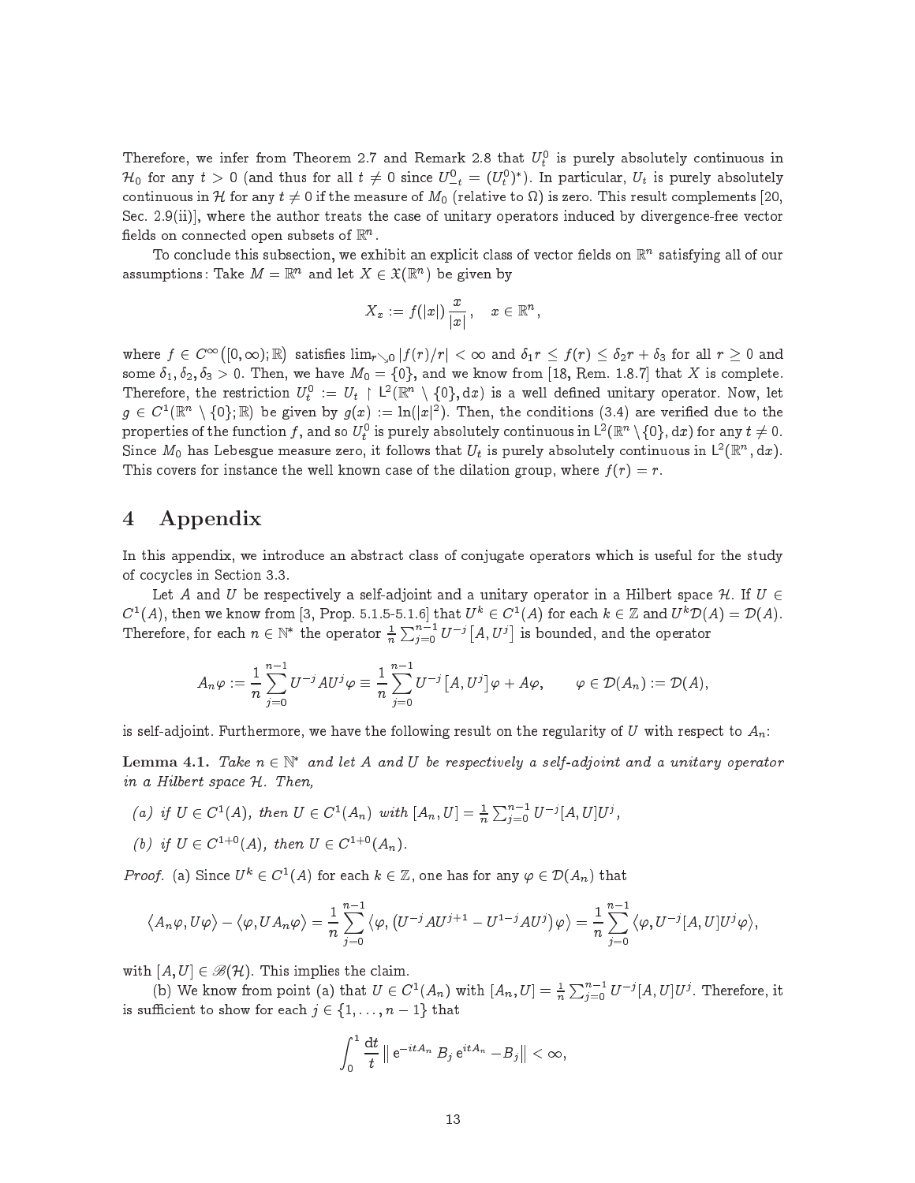Therefore, we infer from Theorem 2.7 and Remark 2.8 that $U_t^0$ is purely absolutely continuous in $\mathcal{H}_0$ for any $t > 0$ (and thus for all $t \neq 0$ since $U_{-t}^0 = (U_t^0)^*$). In particular, $U_t$ is purely absolutely continuous in $\mathcal{H}$ for any $t \neq 0$ if the measure of $M_0$ (relative to $\Omega$) is zero. This result complements [20, Sec. 2.9(ii)], where the author treats the case of unitary operators induced by divergence-free vector fields on connected open subsets of $\mathbb{R}^n$.

To conclude this subsection, we exhibit an explicit class of vector fields on $\mathbb{R}^n$ satisfying all of our assumptions: Take $M = \mathbb{R}^n$ and let $X \in \mathfrak{X}(\mathbb{R}^n)$ be given by

$$X_x := f(|x|)\,\frac{x}{|x|}, \quad x \in \mathbb{R}^n,$$

where $f \in C^\infty([0,\infty);\mathbb{R})$ satisfies $\lim_{r \searrow 0} |f(r)/r| < \infty$ and $\delta_1 r \leq f(r) \leq \delta_2 r + \delta_3$ for all $r \geq 0$ and some $\delta_1, \delta_2, \delta_3 > 0$. Then, we have $M_0 = \{0\}$, and we know from [18, Rem. 1.8.7] that $X$ is complete. Therefore, the restriction $U_t^0 := U_t \upharpoonright \mathsf{L}^2(\mathbb{R}^n \setminus \{0\}, \mathrm{d}x)$ is a well defined unitary operator. Now, let $g \in C^1(\mathbb{R}^n \setminus \{0\};\mathbb{R})$ be given by $g(x) := \ln(|x|^2)$. Then, the conditions (3.4) are verified due to the properties of the function $f$, and so $U_t^0$ is purely absolutely continuous in $\mathsf{L}^2(\mathbb{R}^n \setminus \{0\}, \mathrm{d}x)$ for any $t \neq 0$. Since $M_0$ has Lebesgue measure zero, it follows that $U_t$ is purely absolutely continuous in $\mathsf{L}^2(\mathbb{R}^n, \mathrm{d}x)$. This covers for instance the well known case of the dilation group, where $f(r) = r$.

# 4 Appendix

In this appendix, we introduce an abstract class of conjugate operators which is useful for the study of cocycles in Section 3.3.

Let $A$ and $U$ be respectively a self-adjoint and a unitary operator in a Hilbert space $\mathcal{H}$. If $U \in C^1(A)$, then we know from [3, Prop. 5.1.5-5.1.6] that $U^k \in C^1(A)$ for each $k \in \mathbb{Z}$ and $U^k \mathcal{D}(A) = \mathcal{D}(A)$. Therefore, for each $n \in \mathbb{N}^*$ the operator $\frac{1}{n}\sum_{j=0}^{n-1} U^{-j}[A, U^j]$ is bounded, and the operator

$$A_n \varphi := \frac{1}{n}\sum_{j=0}^{n-1} U^{-j} A U^j \varphi \equiv \frac{1}{n}\sum_{j=0}^{n-1} U^{-j}[A, U^j]\varphi + A\varphi, \qquad \varphi \in \mathcal{D}(A_n) := \mathcal{D}(A),$$

is self-adjoint. Furthermore, we have the following result on the regularity of $U$ with respect to $A_n$:

**Lemma 4.1.** *Take $n \in \mathbb{N}^*$ and let $A$ and $U$ be respectively a self-adjoint and a unitary operator in a Hilbert space $\mathcal{H}$. Then,*

*(a) if $U \in C^1(A)$, then $U \in C^1(A_n)$ with $[A_n, U] = \frac{1}{n}\sum_{j=0}^{n-1} U^{-j}[A, U]U^j$,*

*(b) if $U \in C^{1+0}(A)$, then $U \in C^{1+0}(A_n)$.*

*Proof.* (a) Since $U^k \in C^1(A)$ for each $k \in \mathbb{Z}$, one has for any $\varphi \in \mathcal{D}(A_n)$ that

$$\langle A_n\varphi, U\varphi\rangle - \langle \varphi, UA_n\varphi\rangle = \frac{1}{n}\sum_{j=0}^{n-1}\langle \varphi, \left(U^{-j}AU^{j+1} - U^{1-j}AU^j\right)\varphi\rangle = \frac{1}{n}\sum_{j=0}^{n-1}\langle \varphi, U^{-j}[A,U]U^j\varphi\rangle,$$

with $[A, U] \in \mathscr{B}(\mathcal{H})$. This implies the claim.

(b) We know from point (a) that $U \in C^1(A_n)$ with $[A_n, U] = \frac{1}{n}\sum_{j=0}^{n-1} U^{-j}[A, U]U^j$. Therefore, it is sufficient to show for each $j \in \{1, \ldots, n-1\}$ that

$$\int_0^1 \frac{\mathrm{d}t}{t}\,\big\|\, \mathrm{e}^{-itA_n} B_j\, \mathrm{e}^{itA_n} - B_j \big\| < \infty,$$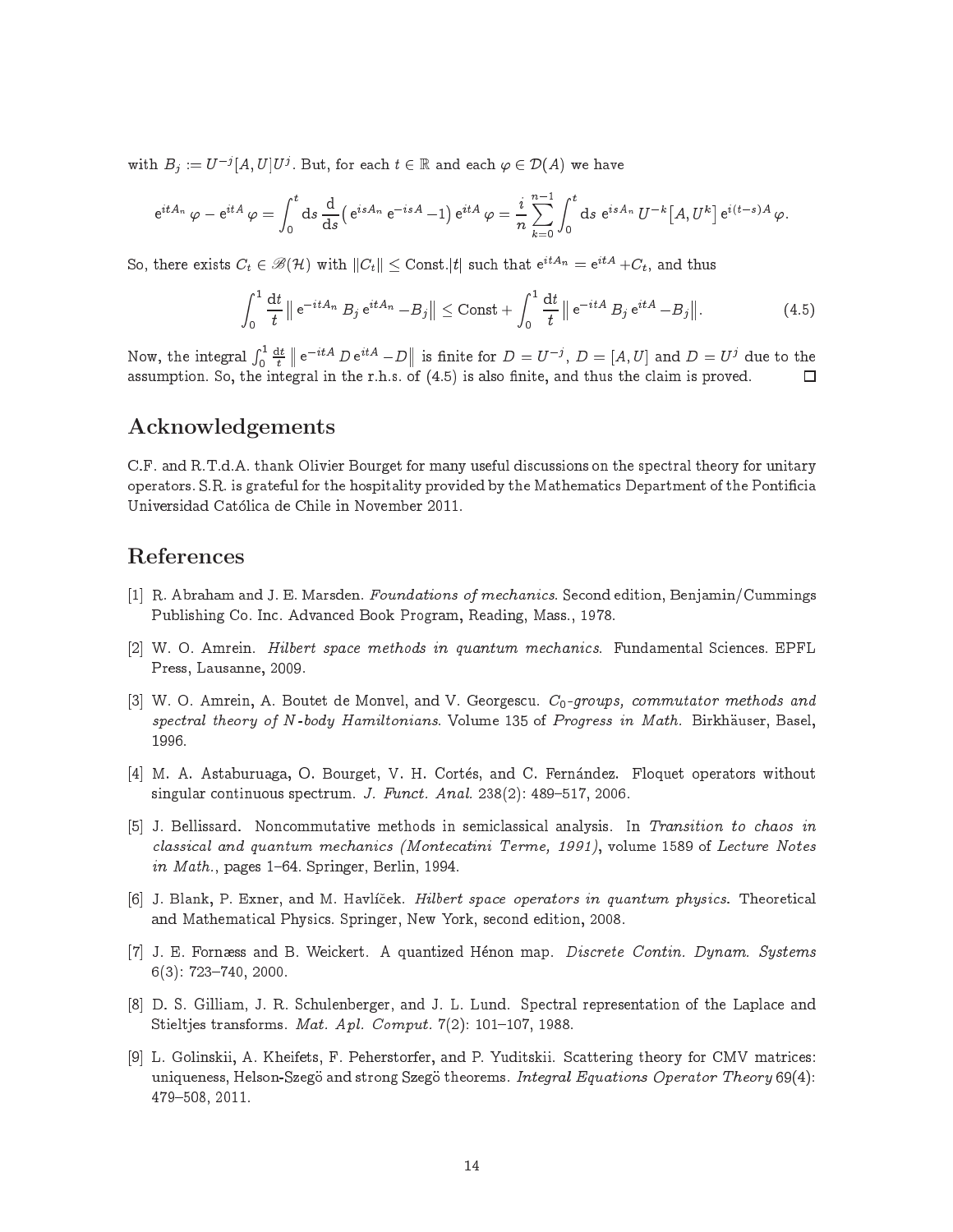with $B_j := U^{-j}[A,U]U^j$. But, for each $t \in \mathbb{R}$ and each $\varphi \in \mathcal{D}(A)$ we have

$$\mathrm{e}^{itA_n}\varphi - \mathrm{e}^{itA}\varphi = \int_0^t \mathrm{d}s\, \frac{\mathrm{d}}{\mathrm{d}s}\big(\mathrm{e}^{isA_n}\,\mathrm{e}^{-isA} - 1\big)\,\mathrm{e}^{itA}\varphi = \frac{i}{n}\sum_{k=0}^{n-1}\int_0^t \mathrm{d}s\; \mathrm{e}^{isA_n}\, U^{-k}\big[A, U^k\big]\,\mathrm{e}^{i(t-s)A}\varphi.$$

So, there exists $C_t \in \mathscr{B}(\mathcal{H})$ with $\|C_t\| \le \mathrm{Const.}|t|$ such that $\mathrm{e}^{itA_n} = \mathrm{e}^{itA} + C_t$, and thus

$$\int_0^1 \frac{\mathrm{d}t}{t}\,\big\|\,\mathrm{e}^{-itA_n}\,B_j\,\mathrm{e}^{itA_n} - B_j\big\| \le \mathrm{Const} + \int_0^1 \frac{\mathrm{d}t}{t}\,\big\|\,\mathrm{e}^{-itA}\,B_j\,\mathrm{e}^{itA} - B_j\big\|. \tag{4.5}$$

Now, the integral $\int_0^1 \frac{\mathrm{d}t}{t}\,\big\|\,\mathrm{e}^{-itA}\,D\,\mathrm{e}^{itA} - D\big\|$ is finite for $D = U^{-j}$, $D = [A,U]$ and $D = U^j$ due to the assumption. So, the integral in the r.h.s. of (4.5) is also finite, and thus the claim is proved. □

## Acknowledgements

C.F. and R.T.d.A. thank Olivier Bourget for many useful discussions on the spectral theory for unitary operators. S.R. is grateful for the hospitality provided by the Mathematics Department of the Pontificia Universidad Católica de Chile in November 2011.

## References

[1] R. Abraham and J. E. Marsden. *Foundations of mechanics*. Second edition, Benjamin/Cummings Publishing Co. Inc. Advanced Book Program, Reading, Mass., 1978.

[2] W. O. Amrein. *Hilbert space methods in quantum mechanics*. Fundamental Sciences. EPFL Press, Lausanne, 2009.

[3] W. O. Amrein, A. Boutet de Monvel, and V. Georgescu. *$C_0$-groups, commutator methods and spectral theory of N-body Hamiltonians*. Volume 135 of *Progress in Math.* Birkhäuser, Basel, 1996.

[4] M. A. Astaburuaga, O. Bourget, V. H. Cortés, and C. Fernández. Floquet operators without singular continuous spectrum. *J. Funct. Anal.* 238(2): 489–517, 2006.

[5] J. Bellissard. Noncommutative methods in semiclassical analysis. In *Transition to chaos in classical and quantum mechanics (Montecatini Terme, 1991)*, volume 1589 of *Lecture Notes in Math.*, pages 1–64. Springer, Berlin, 1994.

[6] J. Blank, P. Exner, and M. Havlíček. *Hilbert space operators in quantum physics*. Theoretical and Mathematical Physics. Springer, New York, second edition, 2008.

[7] J. E. Fornæss and B. Weickert. A quantized Hénon map. *Discrete Contin. Dynam. Systems* 6(3): 723–740, 2000.

[8] D. S. Gilliam, J. R. Schulenberger, and J. L. Lund. Spectral representation of the Laplace and Stieltjes transforms. *Mat. Apl. Comput.* 7(2): 101–107, 1988.

[9] L. Golinskii, A. Kheifets, F. Peherstorfer, and P. Yuditskii. Scattering theory for CMV matrices: uniqueness, Helson-Szegö and strong Szegö theorems. *Integral Equations Operator Theory* 69(4): 479–508, 2011.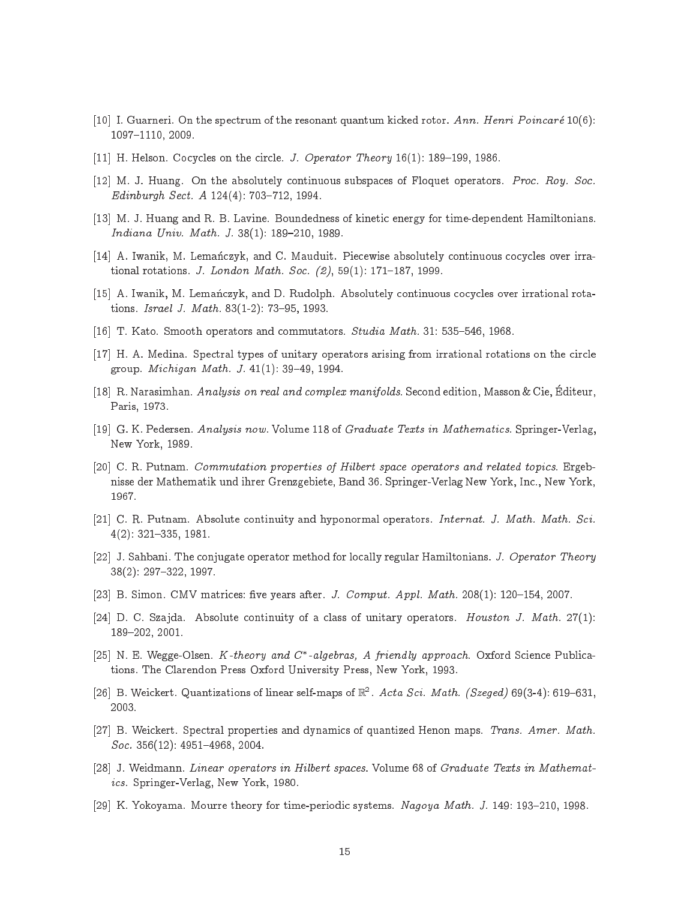[10] I. Guarneri. On the spectrum of the resonant quantum kicked rotor. *Ann. Henri Poincaré* 10(6): 1097–1110, 2009.

[11] H. Helson. Cocycles on the circle. *J. Operator Theory* 16(1): 189–199, 1986.

[12] M. J. Huang. On the absolutely continuous subspaces of Floquet operators. *Proc. Roy. Soc. Edinburgh Sect. A* 124(4): 703–712, 1994.

[13] M. J. Huang and R. B. Lavine. Boundedness of kinetic energy for time-dependent Hamiltonians. *Indiana Univ. Math. J.* 38(1): 189–210, 1989.

[14] A. Iwanik, M. Lemańczyk, and C. Mauduit. Piecewise absolutely continuous cocycles over irrational rotations. *J. London Math. Soc. (2)*, 59(1): 171–187, 1999.

[15] A. Iwanik, M. Lemańczyk, and D. Rudolph. Absolutely continuous cocycles over irrational rotations. *Israel J. Math.* 83(1-2): 73–95, 1993.

[16] T. Kato. Smooth operators and commutators. *Studia Math.* 31: 535–546, 1968.

[17] H. A. Medina. Spectral types of unitary operators arising from irrational rotations on the circle group. *Michigan Math. J.* 41(1): 39–49, 1994.

[18] R. Narasimhan. *Analysis on real and complex manifolds.* Second edition, Masson & Cie, Éditeur, Paris, 1973.

[19] G. K. Pedersen. *Analysis now.* Volume 118 of *Graduate Texts in Mathematics.* Springer-Verlag, New York, 1989.

[20] C. R. Putnam. *Commutation properties of Hilbert space operators and related topics.* Ergebnisse der Mathematik und ihrer Grenzgebiete, Band 36. Springer-Verlag New York, Inc., New York, 1967.

[21] C. R. Putnam. Absolute continuity and hyponormal operators. *Internat. J. Math. Math. Sci.* 4(2): 321–335, 1981.

[22] J. Sahbani. The conjugate operator method for locally regular Hamiltonians. *J. Operator Theory* 38(2): 297–322, 1997.

[23] B. Simon. CMV matrices: five years after. *J. Comput. Appl. Math.* 208(1): 120–154, 2007.

[24] D. C. Szajda. Absolute continuity of a class of unitary operators. *Houston J. Math.* 27(1): 189–202, 2001.

[25] N. E. Wegge-Olsen. *K-theory and $C^*$-algebras, A friendly approach.* Oxford Science Publications. The Clarendon Press Oxford University Press, New York, 1993.

[26] B. Weickert. Quantizations of linear self-maps of $\mathbb{R}^2$. *Acta Sci. Math. (Szeged)* 69(3-4): 619–631, 2003.

[27] B. Weickert. Spectral properties and dynamics of quantized Henon maps. *Trans. Amer. Math. Soc.* 356(12): 4951–4968, 2004.

[28] J. Weidmann. *Linear operators in Hilbert spaces.* Volume 68 of *Graduate Texts in Mathematics.* Springer-Verlag, New York, 1980.

[29] K. Yokoyama. Mourre theory for time-periodic systems. *Nagoya Math. J.* 149: 193–210, 1998.